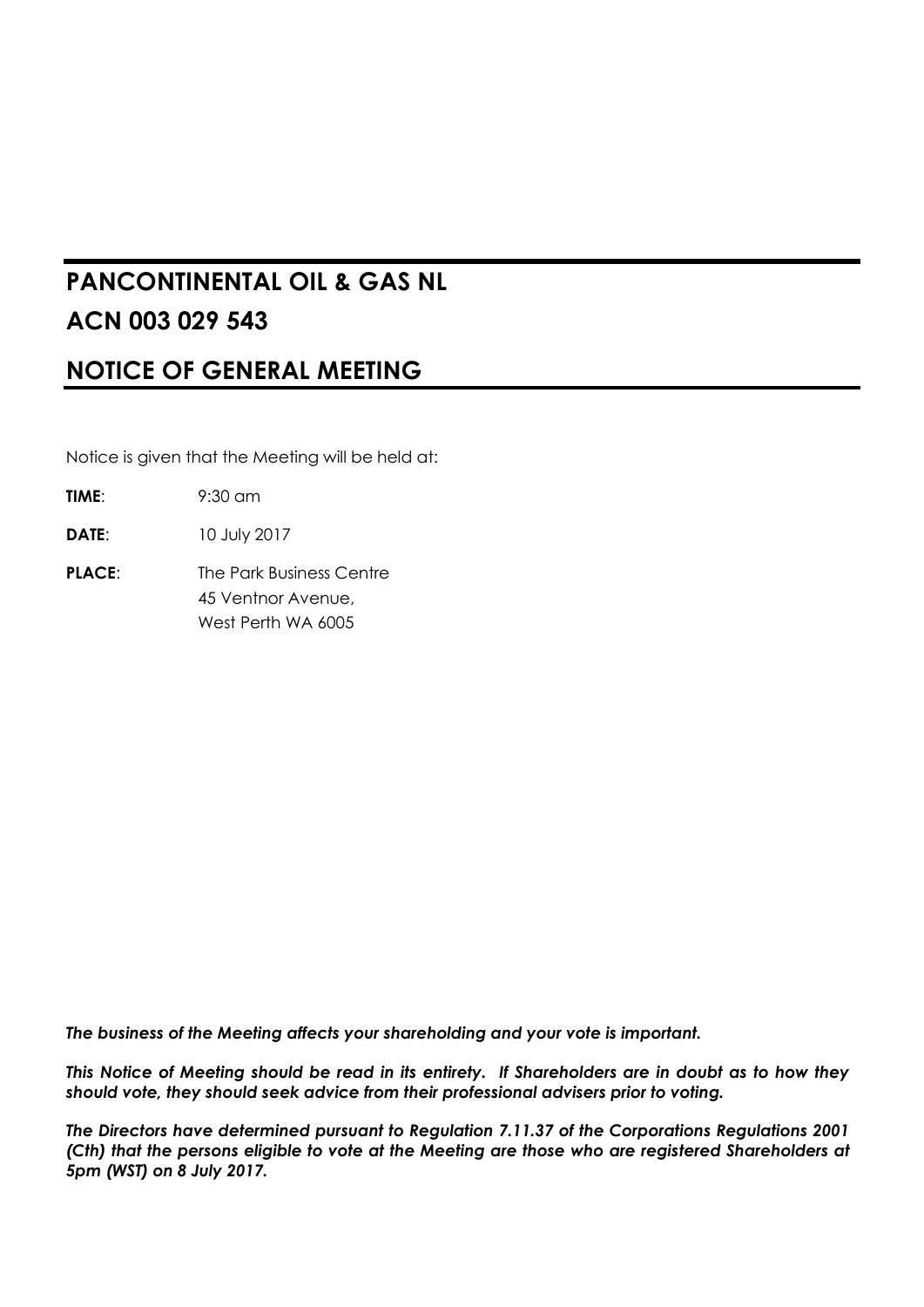# PANCONTINENTAL OIL & GAS NL

# ACN 003 029 543

## NOTICE OF GENERAL MEETING

Notice is given that the Meeting will be held at:

**TIME**: 9:30 am

**DATE**: 10 July 2017

**PLACE**: The Park Business Centre
45 Ventnor Avenue,
West Perth WA 6005

***The business of the Meeting affects your shareholding and your vote is important.***

***This Notice of Meeting should be read in its entirety. If Shareholders are in doubt as to how they should vote, they should seek advice from their professional advisers prior to voting.***

***The Directors have determined pursuant to Regulation 7.11.37 of the Corporations Regulations 2001 (Cth) that the persons eligible to vote at the Meeting are those who are registered Shareholders at 5pm (WST) on 8 July 2017.***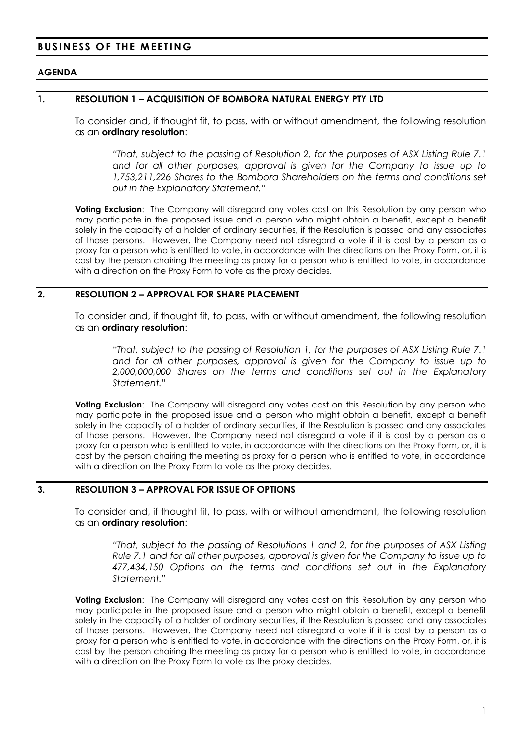# BUSINESS OF THE MEETING

## AGENDA

### 1. RESOLUTION 1 – ACQUISITION OF BOMBORA NATURAL ENERGY PTY LTD

To consider and, if thought fit, to pass, with or without amendment, the following resolution as an **ordinary resolution**:

> *"That, subject to the passing of Resolution 2, for the purposes of ASX Listing Rule 7.1 and for all other purposes, approval is given for the Company to issue up to 1,753,211,226 Shares to the Bombora Shareholders on the terms and conditions set out in the Explanatory Statement."*

**Voting Exclusion**: The Company will disregard any votes cast on this Resolution by any person who may participate in the proposed issue and a person who might obtain a benefit, except a benefit solely in the capacity of a holder of ordinary securities, if the Resolution is passed and any associates of those persons. However, the Company need not disregard a vote if it is cast by a person as a proxy for a person who is entitled to vote, in accordance with the directions on the Proxy Form, or, it is cast by the person chairing the meeting as proxy for a person who is entitled to vote, in accordance with a direction on the Proxy Form to vote as the proxy decides.

### 2. RESOLUTION 2 – APPROVAL FOR SHARE PLACEMENT

To consider and, if thought fit, to pass, with or without amendment, the following resolution as an **ordinary resolution**:

> *"That, subject to the passing of Resolution 1, for the purposes of ASX Listing Rule 7.1 and for all other purposes, approval is given for the Company to issue up to 2,000,000,000 Shares on the terms and conditions set out in the Explanatory Statement."*

**Voting Exclusion**: The Company will disregard any votes cast on this Resolution by any person who may participate in the proposed issue and a person who might obtain a benefit, except a benefit solely in the capacity of a holder of ordinary securities, if the Resolution is passed and any associates of those persons. However, the Company need not disregard a vote if it is cast by a person as a proxy for a person who is entitled to vote, in accordance with the directions on the Proxy Form, or, it is cast by the person chairing the meeting as proxy for a person who is entitled to vote, in accordance with a direction on the Proxy Form to vote as the proxy decides.

### 3. RESOLUTION 3 – APPROVAL FOR ISSUE OF OPTIONS

To consider and, if thought fit, to pass, with or without amendment, the following resolution as an **ordinary resolution**:

> *"That, subject to the passing of Resolutions 1 and 2, for the purposes of ASX Listing Rule 7.1 and for all other purposes, approval is given for the Company to issue up to 477,434,150 Options on the terms and conditions set out in the Explanatory Statement."*

**Voting Exclusion**: The Company will disregard any votes cast on this Resolution by any person who may participate in the proposed issue and a person who might obtain a benefit, except a benefit solely in the capacity of a holder of ordinary securities, if the Resolution is passed and any associates of those persons. However, the Company need not disregard a vote if it is cast by a person as a proxy for a person who is entitled to vote, in accordance with the directions on the Proxy Form, or, it is cast by the person chairing the meeting as proxy for a person who is entitled to vote, in accordance with a direction on the Proxy Form to vote as the proxy decides.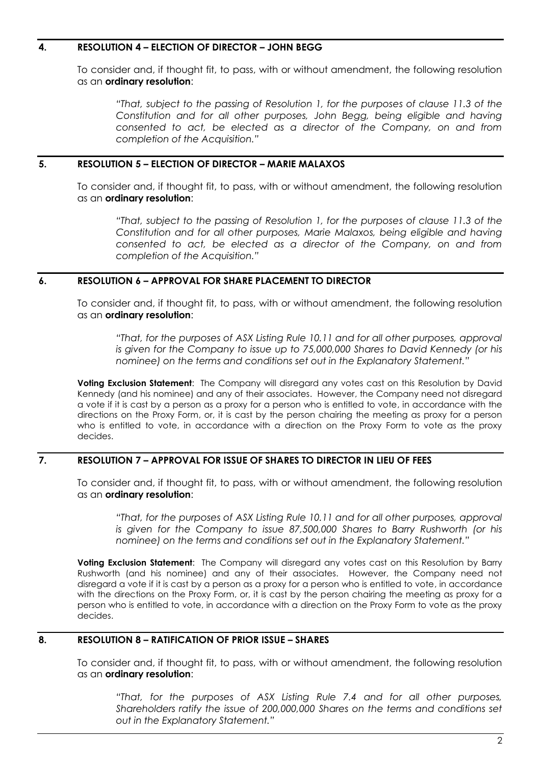## 4. RESOLUTION 4 – ELECTION OF DIRECTOR – JOHN BEGG

To consider and, if thought fit, to pass, with or without amendment, the following resolution as an **ordinary resolution**:

> *"That, subject to the passing of Resolution 1, for the purposes of clause 11.3 of the Constitution and for all other purposes, John Begg, being eligible and having consented to act, be elected as a director of the Company, on and from completion of the Acquisition."*

## 5. RESOLUTION 5 – ELECTION OF DIRECTOR – MARIE MALAXOS

To consider and, if thought fit, to pass, with or without amendment, the following resolution as an **ordinary resolution**:

> *"That, subject to the passing of Resolution 1, for the purposes of clause 11.3 of the Constitution and for all other purposes, Marie Malaxos, being eligible and having consented to act, be elected as a director of the Company, on and from completion of the Acquisition."*

## 6. RESOLUTION 6 – APPROVAL FOR SHARE PLACEMENT TO DIRECTOR

To consider and, if thought fit, to pass, with or without amendment, the following resolution as an **ordinary resolution**:

> *"That, for the purposes of ASX Listing Rule 10.11 and for all other purposes, approval is given for the Company to issue up to 75,000,000 Shares to David Kennedy (or his nominee) on the terms and conditions set out in the Explanatory Statement."*

**Voting Exclusion Statement**: The Company will disregard any votes cast on this Resolution by David Kennedy (and his nominee) and any of their associates. However, the Company need not disregard a vote if it is cast by a person as a proxy for a person who is entitled to vote, in accordance with the directions on the Proxy Form, or, it is cast by the person chairing the meeting as proxy for a person who is entitled to vote, in accordance with a direction on the Proxy Form to vote as the proxy decides.

## 7. RESOLUTION 7 – APPROVAL FOR ISSUE OF SHARES TO DIRECTOR IN LIEU OF FEES

To consider and, if thought fit, to pass, with or without amendment, the following resolution as an **ordinary resolution**:

> *"That, for the purposes of ASX Listing Rule 10.11 and for all other purposes, approval is given for the Company to issue 87,500,000 Shares to Barry Rushworth (or his nominee) on the terms and conditions set out in the Explanatory Statement."*

**Voting Exclusion Statement**: The Company will disregard any votes cast on this Resolution by Barry Rushworth (and his nominee) and any of their associates. However, the Company need not disregard a vote if it is cast by a person as a proxy for a person who is entitled to vote, in accordance with the directions on the Proxy Form, or, it is cast by the person chairing the meeting as proxy for a person who is entitled to vote, in accordance with a direction on the Proxy Form to vote as the proxy decides.

## 8. RESOLUTION 8 – RATIFICATION OF PRIOR ISSUE – SHARES

To consider and, if thought fit, to pass, with or without amendment, the following resolution as an **ordinary resolution**:

> *"That, for the purposes of ASX Listing Rule 7.4 and for all other purposes, Shareholders ratify the issue of 200,000,000 Shares on the terms and conditions set out in the Explanatory Statement."*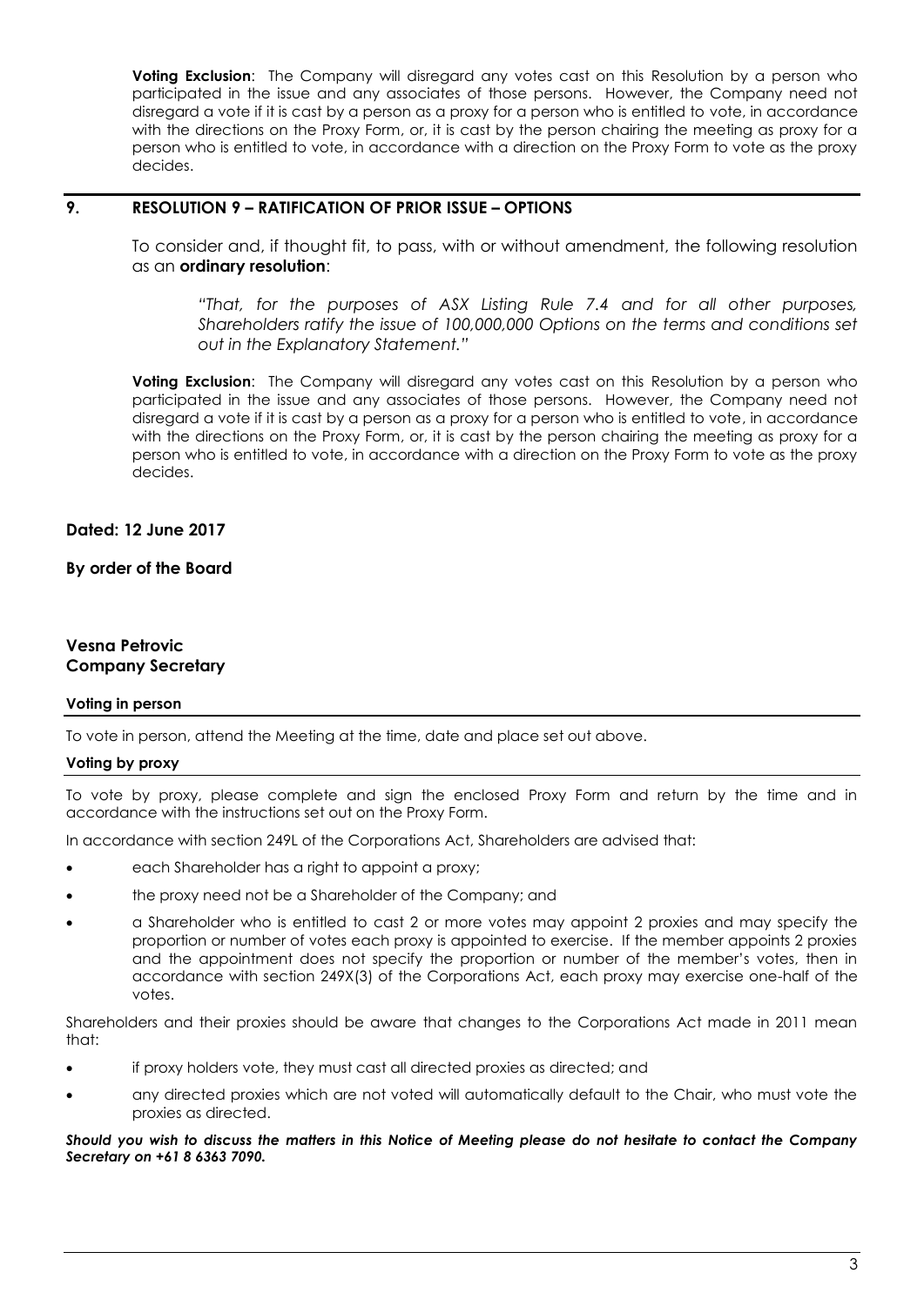**Voting Exclusion**: The Company will disregard any votes cast on this Resolution by a person who participated in the issue and any associates of those persons. However, the Company need not disregard a vote if it is cast by a person as a proxy for a person who is entitled to vote, in accordance with the directions on the Proxy Form, or, it is cast by the person chairing the meeting as proxy for a person who is entitled to vote, in accordance with a direction on the Proxy Form to vote as the proxy decides.

## 9. RESOLUTION 9 – RATIFICATION OF PRIOR ISSUE – OPTIONS

To consider and, if thought fit, to pass, with or without amendment, the following resolution as an **ordinary resolution**:

> *"That, for the purposes of ASX Listing Rule 7.4 and for all other purposes, Shareholders ratify the issue of 100,000,000 Options on the terms and conditions set out in the Explanatory Statement."*

**Voting Exclusion**: The Company will disregard any votes cast on this Resolution by a person who participated in the issue and any associates of those persons. However, the Company need not disregard a vote if it is cast by a person as a proxy for a person who is entitled to vote, in accordance with the directions on the Proxy Form, or, it is cast by the person chairing the meeting as proxy for a person who is entitled to vote, in accordance with a direction on the Proxy Form to vote as the proxy decides.

**Dated: 12 June 2017**

**By order of the Board**

**Vesna Petrovic**
**Company Secretary**

### Voting in person

To vote in person, attend the Meeting at the time, date and place set out above.

### Voting by proxy

To vote by proxy, please complete and sign the enclosed Proxy Form and return by the time and in accordance with the instructions set out on the Proxy Form.

In accordance with section 249L of the Corporations Act, Shareholders are advised that:

- each Shareholder has a right to appoint a proxy;
- the proxy need not be a Shareholder of the Company; and
- a Shareholder who is entitled to cast 2 or more votes may appoint 2 proxies and may specify the proportion or number of votes each proxy is appointed to exercise. If the member appoints 2 proxies and the appointment does not specify the proportion or number of the member's votes, then in accordance with section 249X(3) of the Corporations Act, each proxy may exercise one-half of the votes.

Shareholders and their proxies should be aware that changes to the Corporations Act made in 2011 mean that:

- if proxy holders vote, they must cast all directed proxies as directed; and
- any directed proxies which are not voted will automatically default to the Chair, who must vote the proxies as directed.

***Should you wish to discuss the matters in this Notice of Meeting please do not hesitate to contact the Company Secretary on +61 8 6363 7090.***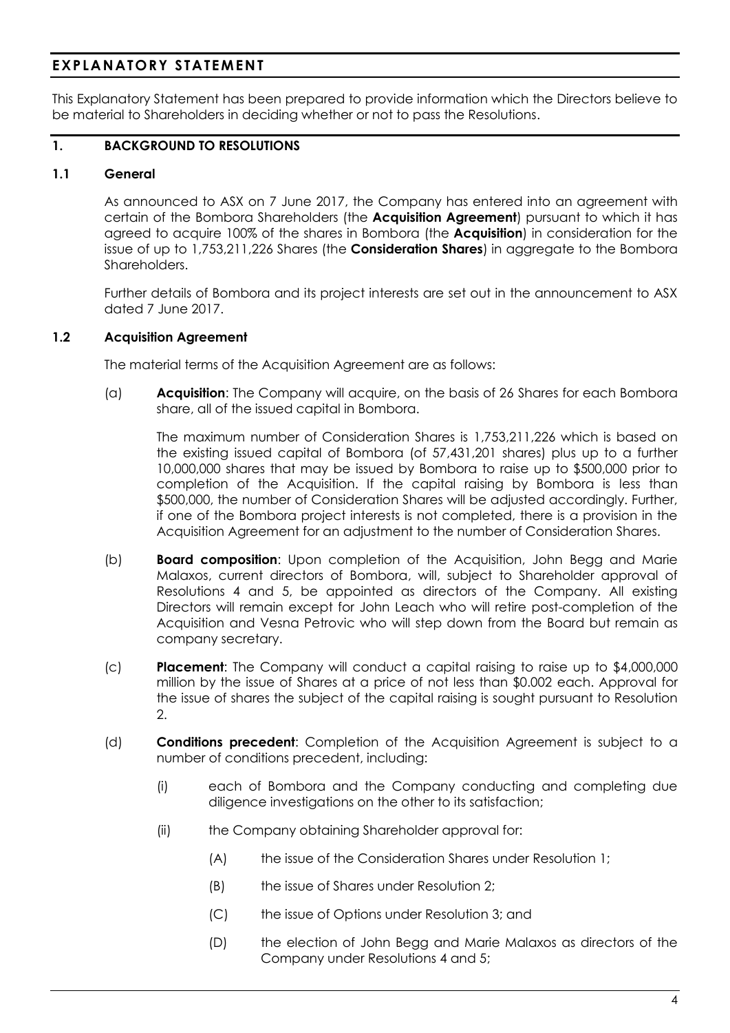# EXPLANATORY STATEMENT

This Explanatory Statement has been prepared to provide information which the Directors believe to be material to Shareholders in deciding whether or not to pass the Resolutions.

## 1. BACKGROUND TO RESOLUTIONS

### 1.1 General

As announced to ASX on 7 June 2017, the Company has entered into an agreement with certain of the Bombora Shareholders (the **Acquisition Agreement**) pursuant to which it has agreed to acquire 100% of the shares in Bombora (the **Acquisition**) in consideration for the issue of up to 1,753,211,226 Shares (the **Consideration Shares**) in aggregate to the Bombora Shareholders.

Further details of Bombora and its project interests are set out in the announcement to ASX dated 7 June 2017.

### 1.2 Acquisition Agreement

The material terms of the Acquisition Agreement are as follows:

(a) **Acquisition**: The Company will acquire, on the basis of 26 Shares for each Bombora share, all of the issued capital in Bombora.

The maximum number of Consideration Shares is 1,753,211,226 which is based on the existing issued capital of Bombora (of 57,431,201 shares) plus up to a further 10,000,000 shares that may be issued by Bombora to raise up to $500,000 prior to completion of the Acquisition. If the capital raising by Bombora is less than $500,000, the number of Consideration Shares will be adjusted accordingly. Further, if one of the Bombora project interests is not completed, there is a provision in the Acquisition Agreement for an adjustment to the number of Consideration Shares.

(b) **Board composition**: Upon completion of the Acquisition, John Begg and Marie Malaxos, current directors of Bombora, will, subject to Shareholder approval of Resolutions 4 and 5, be appointed as directors of the Company. All existing Directors will remain except for John Leach who will retire post-completion of the Acquisition and Vesna Petrovic who will step down from the Board but remain as company secretary.

(c) **Placement**: The Company will conduct a capital raising to raise up to $4,000,000 million by the issue of Shares at a price of not less than $0.002 each. Approval for the issue of shares the subject of the capital raising is sought pursuant to Resolution 2.

(d) **Conditions precedent**: Completion of the Acquisition Agreement is subject to a number of conditions precedent, including:

(i) each of Bombora and the Company conducting and completing due diligence investigations on the other to its satisfaction;

(ii) the Company obtaining Shareholder approval for:

(A) the issue of the Consideration Shares under Resolution 1;

(B) the issue of Shares under Resolution 2;

(C) the issue of Options under Resolution 3; and

(D) the election of John Begg and Marie Malaxos as directors of the Company under Resolutions 4 and 5;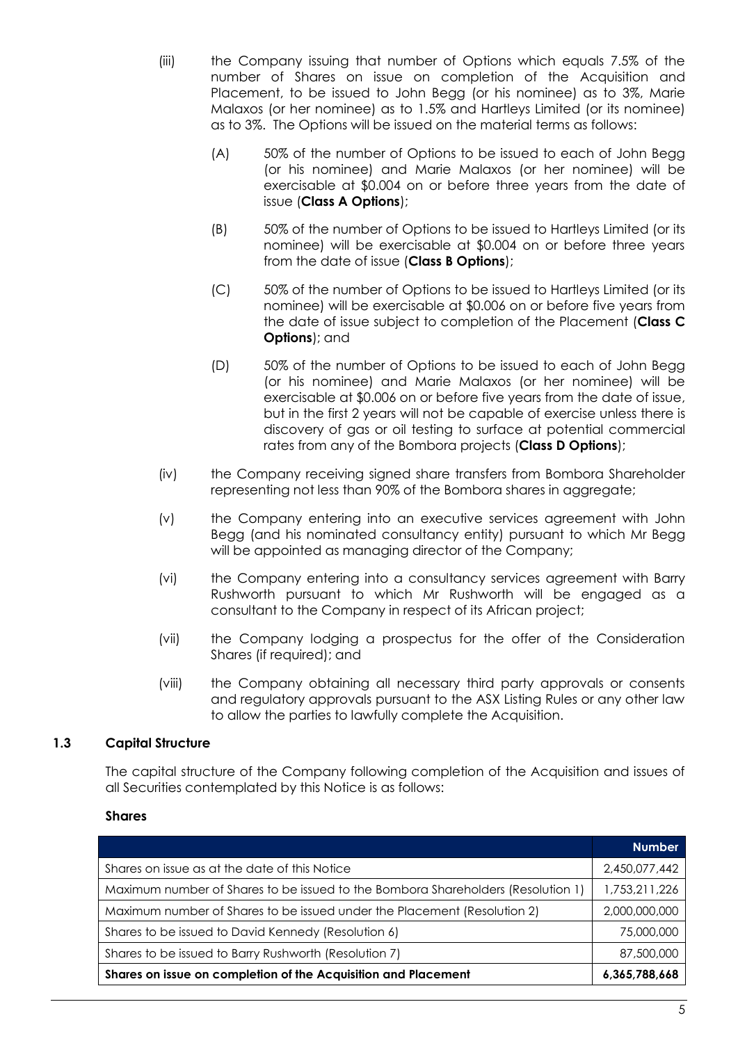(iii) the Company issuing that number of Options which equals 7.5% of the number of Shares on issue on completion of the Acquisition and Placement, to be issued to John Begg (or his nominee) as to 3%, Marie Malaxos (or her nominee) as to 1.5% and Hartleys Limited (or its nominee) as to 3%. The Options will be issued on the material terms as follows:

   (A) 50% of the number of Options to be issued to each of John Begg (or his nominee) and Marie Malaxos (or her nominee) will be exercisable at $0.004 on or before three years from the date of issue (**Class A Options**);

   (B) 50% of the number of Options to be issued to Hartleys Limited (or its nominee) will be exercisable at $0.004 on or before three years from the date of issue (**Class B Options**);

   (C) 50% of the number of Options to be issued to Hartleys Limited (or its nominee) will be exercisable at $0.006 on or before five years from the date of issue subject to completion of the Placement (**Class C Options**); and

   (D) 50% of the number of Options to be issued to each of John Begg (or his nominee) and Marie Malaxos (or her nominee) will be exercisable at $0.006 on or before five years from the date of issue, but in the first 2 years will not be capable of exercise unless there is discovery of gas or oil testing to surface at potential commercial rates from any of the Bombora projects (**Class D Options**);

(iv) the Company receiving signed share transfers from Bombora Shareholder representing not less than 90% of the Bombora shares in aggregate;

(v) the Company entering into an executive services agreement with John Begg (and his nominated consultancy entity) pursuant to which Mr Begg will be appointed as managing director of the Company;

(vi) the Company entering into a consultancy services agreement with Barry Rushworth pursuant to which Mr Rushworth will be engaged as a consultant to the Company in respect of its African project;

(vii) the Company lodging a prospectus for the offer of the Consideration Shares (if required); and

(viii) the Company obtaining all necessary third party approvals or consents and regulatory approvals pursuant to the ASX Listing Rules or any other law to allow the parties to lawfully complete the Acquisition.

### 1.3 Capital Structure

The capital structure of the Company following completion of the Acquisition and issues of all Securities contemplated by this Notice is as follows:

**Shares**

| | **Number** |
|---|---|
| Shares on issue as at the date of this Notice | 2,450,077,442 |
| Maximum number of Shares to be issued to the Bombora Shareholders (Resolution 1) | 1,753,211,226 |
| Maximum number of Shares to be issued under the Placement (Resolution 2) | 2,000,000,000 |
| Shares to be issued to David Kennedy (Resolution 6) | 75,000,000 |
| Shares to be issued to Barry Rushworth (Resolution 7) | 87,500,000 |
| **Shares on issue on completion of the Acquisition and Placement** | **6,365,788,668** |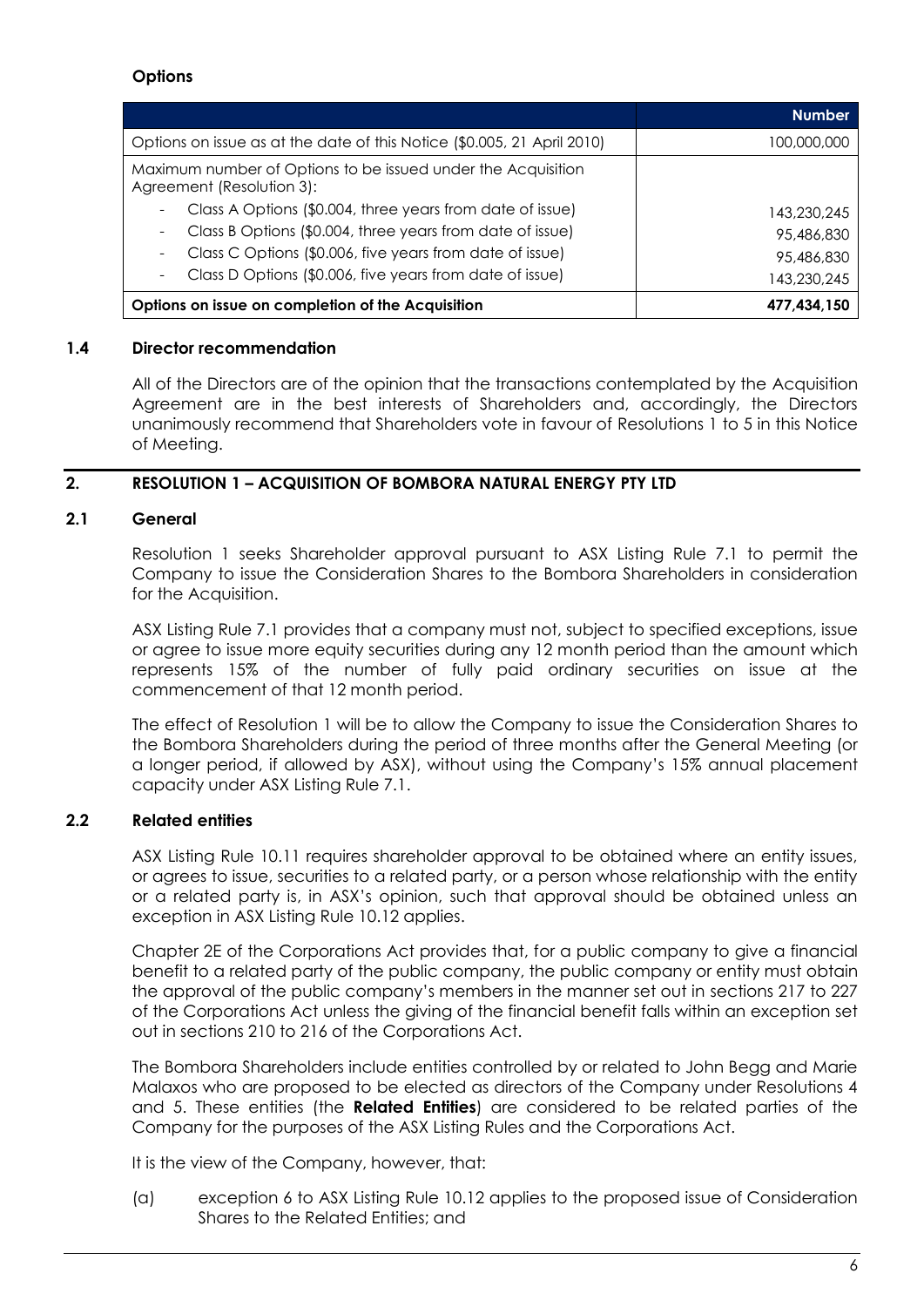**Options**

| | Number |
|---|---|
| Options on issue as at the date of this Notice ($0.005, 21 April 2010) | 100,000,000 |
| Maximum number of Options to be issued under the Acquisition Agreement (Resolution 3): | |
| - Class A Options ($0.004, three years from date of issue) | 143,230,245 |
| - Class B Options ($0.004, three years from date of issue) | 95,486,830 |
| - Class C Options ($0.006, five years from date of issue) | 95,486,830 |
| - Class D Options ($0.006, five years from date of issue) | 143,230,245 |
| **Options on issue on completion of the Acquisition** | **477,434,150** |

### 1.4 Director recommendation

All of the Directors are of the opinion that the transactions contemplated by the Acquisition Agreement are in the best interests of Shareholders and, accordingly, the Directors unanimously recommend that Shareholders vote in favour of Resolutions 1 to 5 in this Notice of Meeting.

## 2. RESOLUTION 1 – ACQUISITION OF BOMBORA NATURAL ENERGY PTY LTD

### 2.1 General

Resolution 1 seeks Shareholder approval pursuant to ASX Listing Rule 7.1 to permit the Company to issue the Consideration Shares to the Bombora Shareholders in consideration for the Acquisition.

ASX Listing Rule 7.1 provides that a company must not, subject to specified exceptions, issue or agree to issue more equity securities during any 12 month period than the amount which represents 15% of the number of fully paid ordinary securities on issue at the commencement of that 12 month period.

The effect of Resolution 1 will be to allow the Company to issue the Consideration Shares to the Bombora Shareholders during the period of three months after the General Meeting (or a longer period, if allowed by ASX), without using the Company's 15% annual placement capacity under ASX Listing Rule 7.1.

### 2.2 Related entities

ASX Listing Rule 10.11 requires shareholder approval to be obtained where an entity issues, or agrees to issue, securities to a related party, or a person whose relationship with the entity or a related party is, in ASX's opinion, such that approval should be obtained unless an exception in ASX Listing Rule 10.12 applies.

Chapter 2E of the Corporations Act provides that, for a public company to give a financial benefit to a related party of the public company, the public company or entity must obtain the approval of the public company's members in the manner set out in sections 217 to 227 of the Corporations Act unless the giving of the financial benefit falls within an exception set out in sections 210 to 216 of the Corporations Act.

The Bombora Shareholders include entities controlled by or related to John Begg and Marie Malaxos who are proposed to be elected as directors of the Company under Resolutions 4 and 5. These entities (the **Related Entities**) are considered to be related parties of the Company for the purposes of the ASX Listing Rules and the Corporations Act.

It is the view of the Company, however, that:

(a) exception 6 to ASX Listing Rule 10.12 applies to the proposed issue of Consideration Shares to the Related Entities; and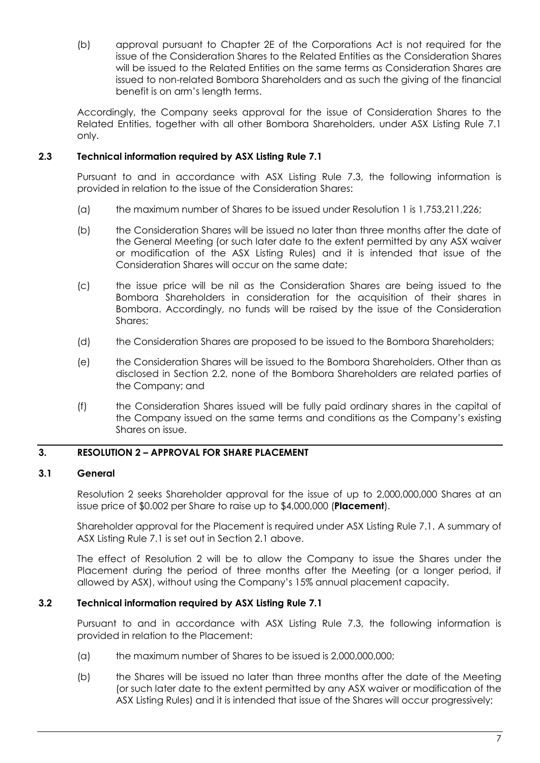(b) approval pursuant to Chapter 2E of the Corporations Act is not required for the issue of the Consideration Shares to the Related Entities as the Consideration Shares will be issued to the Related Entities on the same terms as Consideration Shares are issued to non-related Bombora Shareholders and as such the giving of the financial benefit is on arm's length terms.

Accordingly, the Company seeks approval for the issue of Consideration Shares to the Related Entities, together with all other Bombora Shareholders, under ASX Listing Rule 7.1 only.

### 2.3 Technical information required by ASX Listing Rule 7.1

Pursuant to and in accordance with ASX Listing Rule 7.3, the following information is provided in relation to the issue of the Consideration Shares:

(a) the maximum number of Shares to be issued under Resolution 1 is 1,753,211,226;

(b) the Consideration Shares will be issued no later than three months after the date of the General Meeting (or such later date to the extent permitted by any ASX waiver or modification of the ASX Listing Rules) and it is intended that issue of the Consideration Shares will occur on the same date;

(c) the issue price will be nil as the Consideration Shares are being issued to the Bombora Shareholders in consideration for the acquisition of their shares in Bombora. Accordingly, no funds will be raised by the issue of the Consideration Shares;

(d) the Consideration Shares are proposed to be issued to the Bombora Shareholders;

(e) the Consideration Shares will be issued to the Bombora Shareholders. Other than as disclosed in Section 2.2, none of the Bombora Shareholders are related parties of the Company; and

(f) the Consideration Shares issued will be fully paid ordinary shares in the capital of the Company issued on the same terms and conditions as the Company's existing Shares on issue.

## 3. RESOLUTION 2 – APPROVAL FOR SHARE PLACEMENT

### 3.1 General

Resolution 2 seeks Shareholder approval for the issue of up to 2,000,000,000 Shares at an issue price of \$0.002 per Share to raise up to \$4,000,000 (**Placement**).

Shareholder approval for the Placement is required under ASX Listing Rule 7.1. A summary of ASX Listing Rule 7.1 is set out in Section 2.1 above.

The effect of Resolution 2 will be to allow the Company to issue the Shares under the Placement during the period of three months after the Meeting (or a longer period, if allowed by ASX), without using the Company's 15% annual placement capacity.

### 3.2 Technical information required by ASX Listing Rule 7.1

Pursuant to and in accordance with ASX Listing Rule 7.3, the following information is provided in relation to the Placement:

(a) the maximum number of Shares to be issued is 2,000,000,000;

(b) the Shares will be issued no later than three months after the date of the Meeting (or such later date to the extent permitted by any ASX waiver or modification of the ASX Listing Rules) and it is intended that issue of the Shares will occur progressively;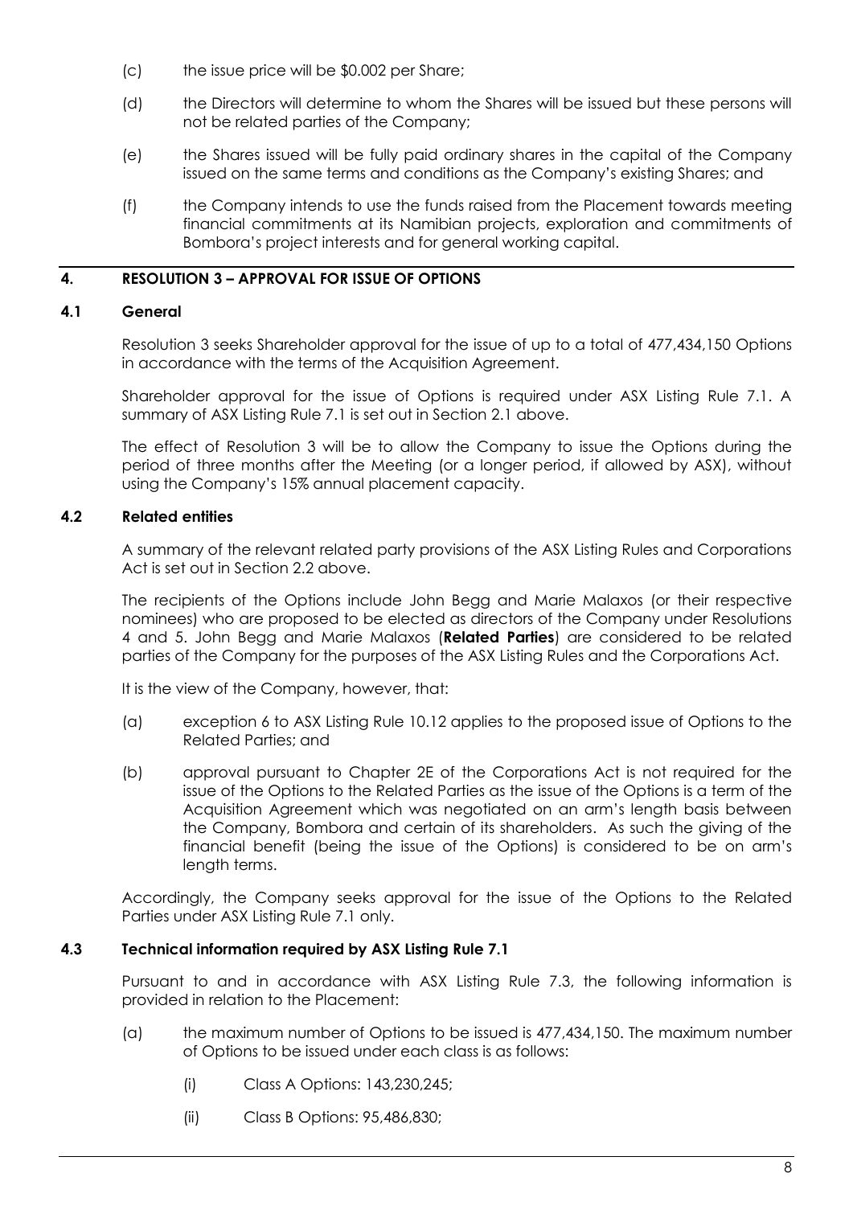(c) the issue price will be \$0.002 per Share;

(d) the Directors will determine to whom the Shares will be issued but these persons will not be related parties of the Company;

(e) the Shares issued will be fully paid ordinary shares in the capital of the Company issued on the same terms and conditions as the Company's existing Shares; and

(f) the Company intends to use the funds raised from the Placement towards meeting financial commitments at its Namibian projects, exploration and commitments of Bombora's project interests and for general working capital.

## 4. RESOLUTION 3 – APPROVAL FOR ISSUE OF OPTIONS

### 4.1 General

Resolution 3 seeks Shareholder approval for the issue of up to a total of 477,434,150 Options in accordance with the terms of the Acquisition Agreement.

Shareholder approval for the issue of Options is required under ASX Listing Rule 7.1. A summary of ASX Listing Rule 7.1 is set out in Section 2.1 above.

The effect of Resolution 3 will be to allow the Company to issue the Options during the period of three months after the Meeting (or a longer period, if allowed by ASX), without using the Company's 15% annual placement capacity.

### 4.2 Related entities

A summary of the relevant related party provisions of the ASX Listing Rules and Corporations Act is set out in Section 2.2 above.

The recipients of the Options include John Begg and Marie Malaxos (or their respective nominees) who are proposed to be elected as directors of the Company under Resolutions 4 and 5. John Begg and Marie Malaxos (**Related Parties**) are considered to be related parties of the Company for the purposes of the ASX Listing Rules and the Corporations Act.

It is the view of the Company, however, that:

(a) exception 6 to ASX Listing Rule 10.12 applies to the proposed issue of Options to the Related Parties; and

(b) approval pursuant to Chapter 2E of the Corporations Act is not required for the issue of the Options to the Related Parties as the issue of the Options is a term of the Acquisition Agreement which was negotiated on an arm's length basis between the Company, Bombora and certain of its shareholders. As such the giving of the financial benefit (being the issue of the Options) is considered to be on arm's length terms.

Accordingly, the Company seeks approval for the issue of the Options to the Related Parties under ASX Listing Rule 7.1 only.

### 4.3 Technical information required by ASX Listing Rule 7.1

Pursuant to and in accordance with ASX Listing Rule 7.3, the following information is provided in relation to the Placement:

(a) the maximum number of Options to be issued is 477,434,150. The maximum number of Options to be issued under each class is as follows:

   (i) Class A Options: 143,230,245;

   (ii) Class B Options: 95,486,830;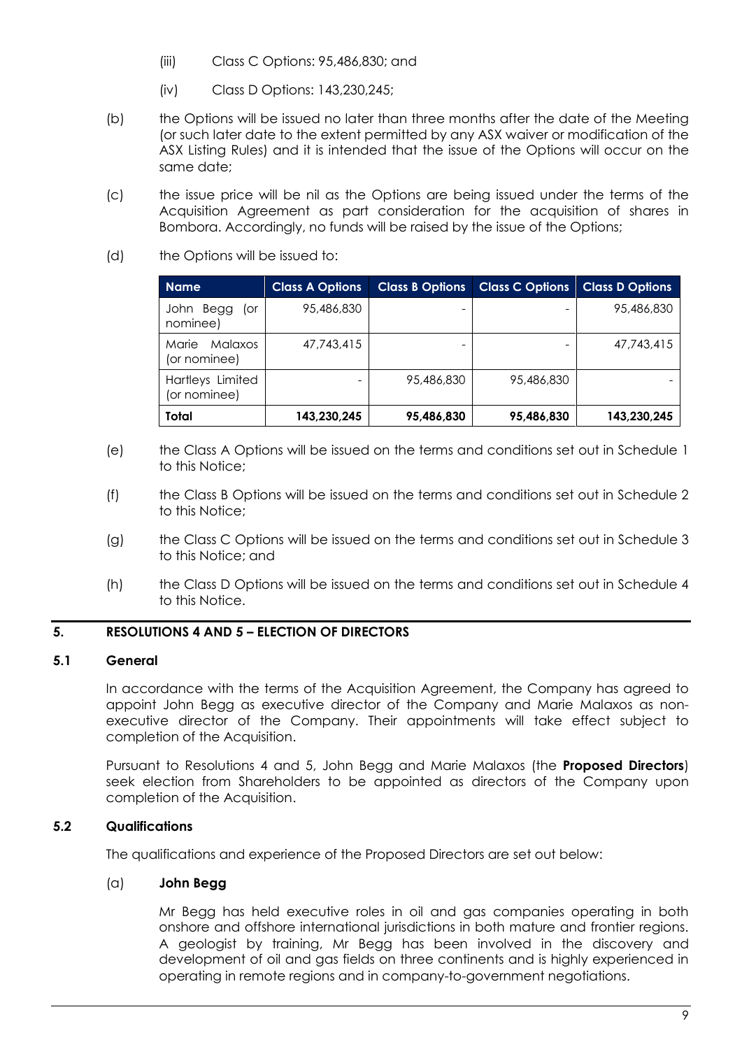(iii) Class C Options: 95,486,830; and

(iv) Class D Options: 143,230,245;

(b) the Options will be issued no later than three months after the date of the Meeting (or such later date to the extent permitted by any ASX waiver or modification of the ASX Listing Rules) and it is intended that the issue of the Options will occur on the same date;

(c) the issue price will be nil as the Options are being issued under the terms of the Acquisition Agreement as part consideration for the acquisition of shares in Bombora. Accordingly, no funds will be raised by the issue of the Options;

(d) the Options will be issued to:

| Name | Class A Options | Class B Options | Class C Options | Class D Options |
|---|---|---|---|---|
| John Begg (or nominee) | 95,486,830 | - | - | 95,486,830 |
| Marie Malaxos (or nominee) | 47,743,415 | - | - | 47,743,415 |
| Hartleys Limited (or nominee) | - | 95,486,830 | 95,486,830 | - |
| **Total** | **143,230,245** | **95,486,830** | **95,486,830** | **143,230,245** |

(e) the Class A Options will be issued on the terms and conditions set out in Schedule 1 to this Notice;

(f) the Class B Options will be issued on the terms and conditions set out in Schedule 2 to this Notice;

(g) the Class C Options will be issued on the terms and conditions set out in Schedule 3 to this Notice; and

(h) the Class D Options will be issued on the terms and conditions set out in Schedule 4 to this Notice.

## 5. RESOLUTIONS 4 AND 5 – ELECTION OF DIRECTORS

### 5.1 General

In accordance with the terms of the Acquisition Agreement, the Company has agreed to appoint John Begg as executive director of the Company and Marie Malaxos as non-executive director of the Company. Their appointments will take effect subject to completion of the Acquisition.

Pursuant to Resolutions 4 and 5, John Begg and Marie Malaxos (the **Proposed Directors**) seek election from Shareholders to be appointed as directors of the Company upon completion of the Acquisition.

### 5.2 Qualifications

The qualifications and experience of the Proposed Directors are set out below:

(a) **John Begg**

Mr Begg has held executive roles in oil and gas companies operating in both onshore and offshore international jurisdictions in both mature and frontier regions. A geologist by training, Mr Begg has been involved in the discovery and development of oil and gas fields on three continents and is highly experienced in operating in remote regions and in company-to-government negotiations.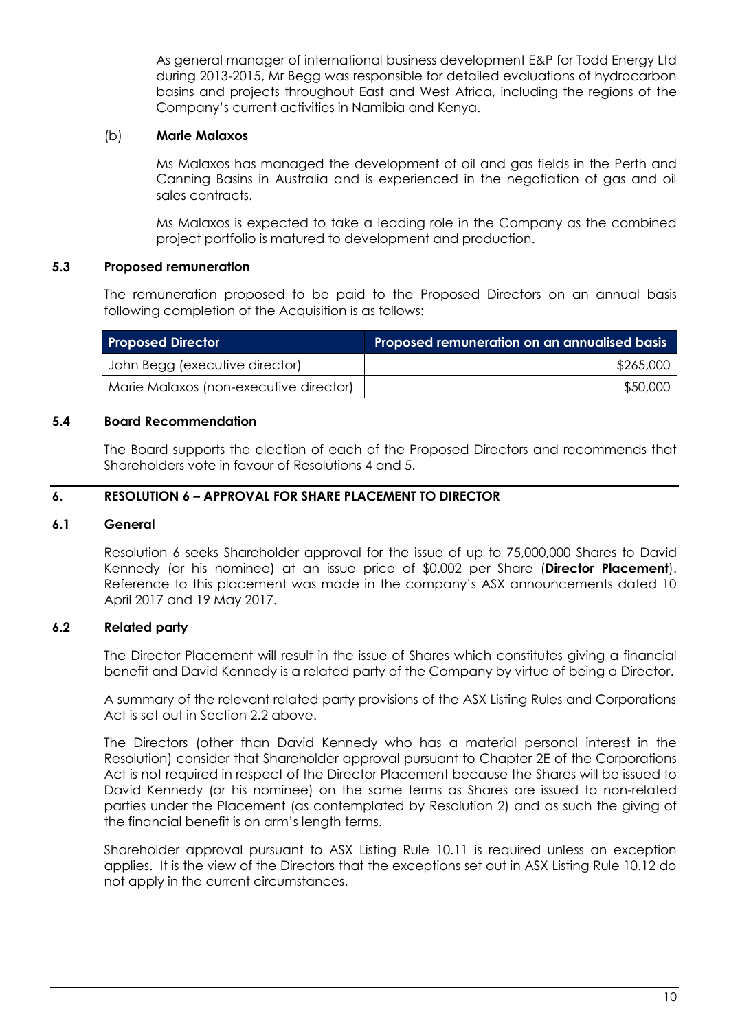As general manager of international business development E&P for Todd Energy Ltd during 2013-2015, Mr Begg was responsible for detailed evaluations of hydrocarbon basins and projects throughout East and West Africa, including the regions of the Company's current activities in Namibia and Kenya.

(b) **Marie Malaxos**

Ms Malaxos has managed the development of oil and gas fields in the Perth and Canning Basins in Australia and is experienced in the negotiation of gas and oil sales contracts.

Ms Malaxos is expected to take a leading role in the Company as the combined project portfolio is matured to development and production.

### 5.3 Proposed remuneration

The remuneration proposed to be paid to the Proposed Directors on an annual basis following completion of the Acquisition is as follows:

| Proposed Director | Proposed remuneration on an annualised basis |
|---|---|
| John Begg (executive director) | $265,000 |
| Marie Malaxos (non-executive director) | $50,000 |

### 5.4 Board Recommendation

The Board supports the election of each of the Proposed Directors and recommends that Shareholders vote in favour of Resolutions 4 and 5.

## 6. RESOLUTION 6 – APPROVAL FOR SHARE PLACEMENT TO DIRECTOR

### 6.1 General

Resolution 6 seeks Shareholder approval for the issue of up to 75,000,000 Shares to David Kennedy (or his nominee) at an issue price of $0.002 per Share (**Director Placement**). Reference to this placement was made in the company's ASX announcements dated 10 April 2017 and 19 May 2017.

### 6.2 Related party

The Director Placement will result in the issue of Shares which constitutes giving a financial benefit and David Kennedy is a related party of the Company by virtue of being a Director.

A summary of the relevant related party provisions of the ASX Listing Rules and Corporations Act is set out in Section 2.2 above.

The Directors (other than David Kennedy who has a material personal interest in the Resolution) consider that Shareholder approval pursuant to Chapter 2E of the Corporations Act is not required in respect of the Director Placement because the Shares will be issued to David Kennedy (or his nominee) on the same terms as Shares are issued to non-related parties under the Placement (as contemplated by Resolution 2) and as such the giving of the financial benefit is on arm's length terms.

Shareholder approval pursuant to ASX Listing Rule 10.11 is required unless an exception applies. It is the view of the Directors that the exceptions set out in ASX Listing Rule 10.12 do not apply in the current circumstances.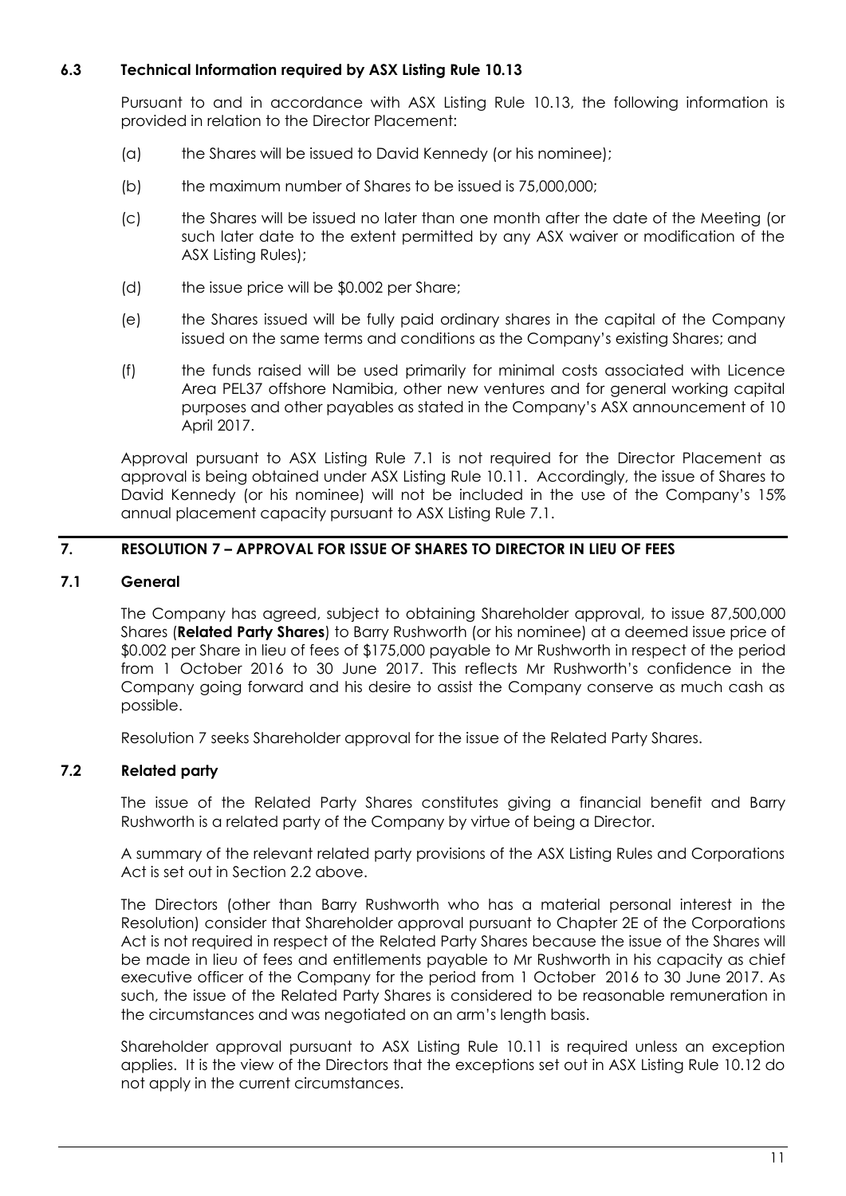### 6.3 Technical Information required by ASX Listing Rule 10.13

Pursuant to and in accordance with ASX Listing Rule 10.13, the following information is provided in relation to the Director Placement:

(a) the Shares will be issued to David Kennedy (or his nominee);

(b) the maximum number of Shares to be issued is 75,000,000;

(c) the Shares will be issued no later than one month after the date of the Meeting (or such later date to the extent permitted by any ASX waiver or modification of the ASX Listing Rules);

(d) the issue price will be $0.002 per Share;

(e) the Shares issued will be fully paid ordinary shares in the capital of the Company issued on the same terms and conditions as the Company's existing Shares; and

(f) the funds raised will be used primarily for minimal costs associated with Licence Area PEL37 offshore Namibia, other new ventures and for general working capital purposes and other payables as stated in the Company's ASX announcement of 10 April 2017.

Approval pursuant to ASX Listing Rule 7.1 is not required for the Director Placement as approval is being obtained under ASX Listing Rule 10.11. Accordingly, the issue of Shares to David Kennedy (or his nominee) will not be included in the use of the Company's 15% annual placement capacity pursuant to ASX Listing Rule 7.1.

## 7. RESOLUTION 7 – APPROVAL FOR ISSUE OF SHARES TO DIRECTOR IN LIEU OF FEES

### 7.1 General

The Company has agreed, subject to obtaining Shareholder approval, to issue 87,500,000 Shares (**Related Party Shares**) to Barry Rushworth (or his nominee) at a deemed issue price of $0.002 per Share in lieu of fees of $175,000 payable to Mr Rushworth in respect of the period from 1 October 2016 to 30 June 2017. This reflects Mr Rushworth's confidence in the Company going forward and his desire to assist the Company conserve as much cash as possible.

Resolution 7 seeks Shareholder approval for the issue of the Related Party Shares.

### 7.2 Related party

The issue of the Related Party Shares constitutes giving a financial benefit and Barry Rushworth is a related party of the Company by virtue of being a Director.

A summary of the relevant related party provisions of the ASX Listing Rules and Corporations Act is set out in Section 2.2 above.

The Directors (other than Barry Rushworth who has a material personal interest in the Resolution) consider that Shareholder approval pursuant to Chapter 2E of the Corporations Act is not required in respect of the Related Party Shares because the issue of the Shares will be made in lieu of fees and entitlements payable to Mr Rushworth in his capacity as chief executive officer of the Company for the period from 1 October 2016 to 30 June 2017. As such, the issue of the Related Party Shares is considered to be reasonable remuneration in the circumstances and was negotiated on an arm's length basis.

Shareholder approval pursuant to ASX Listing Rule 10.11 is required unless an exception applies. It is the view of the Directors that the exceptions set out in ASX Listing Rule 10.12 do not apply in the current circumstances.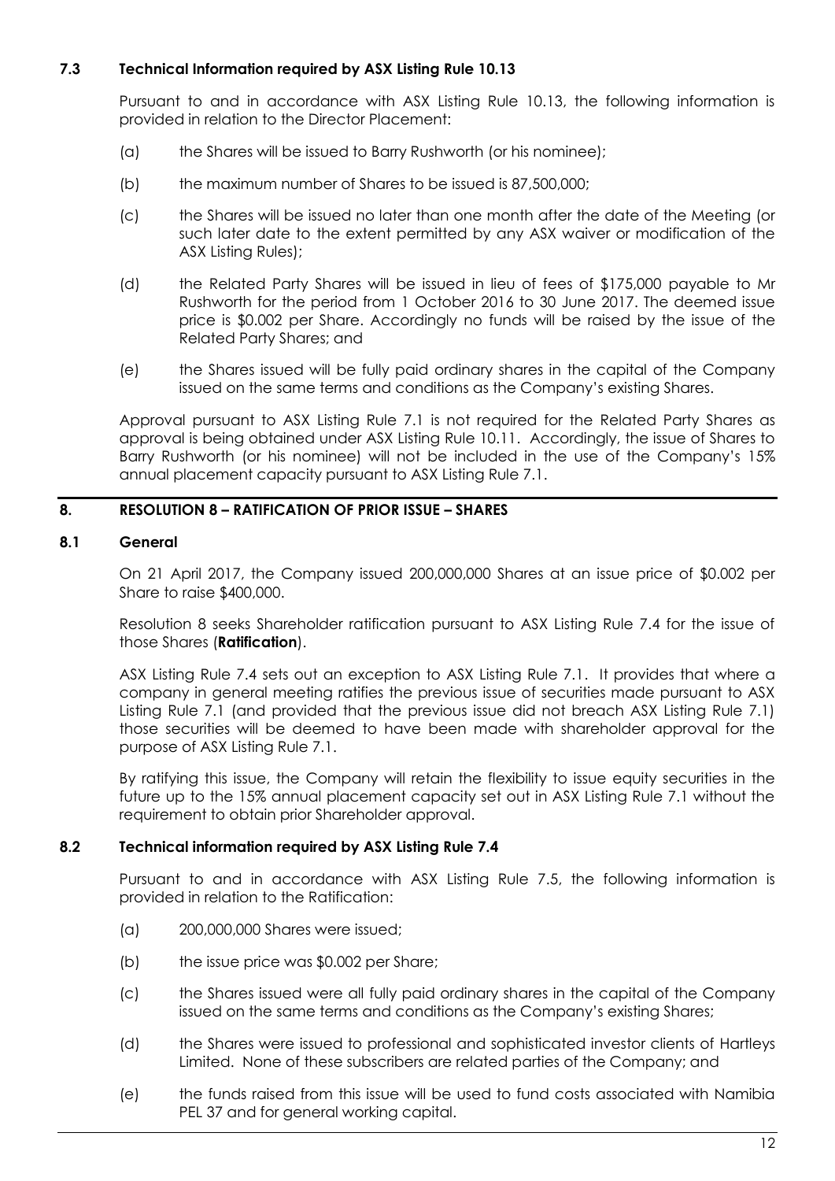### 7.3 Technical Information required by ASX Listing Rule 10.13

Pursuant to and in accordance with ASX Listing Rule 10.13, the following information is provided in relation to the Director Placement:

(a) the Shares will be issued to Barry Rushworth (or his nominee);

(b) the maximum number of Shares to be issued is 87,500,000;

(c) the Shares will be issued no later than one month after the date of the Meeting (or such later date to the extent permitted by any ASX waiver or modification of the ASX Listing Rules);

(d) the Related Party Shares will be issued in lieu of fees of $175,000 payable to Mr Rushworth for the period from 1 October 2016 to 30 June 2017. The deemed issue price is $0.002 per Share. Accordingly no funds will be raised by the issue of the Related Party Shares; and

(e) the Shares issued will be fully paid ordinary shares in the capital of the Company issued on the same terms and conditions as the Company's existing Shares.

Approval pursuant to ASX Listing Rule 7.1 is not required for the Related Party Shares as approval is being obtained under ASX Listing Rule 10.11. Accordingly, the issue of Shares to Barry Rushworth (or his nominee) will not be included in the use of the Company's 15% annual placement capacity pursuant to ASX Listing Rule 7.1.

## 8. RESOLUTION 8 – RATIFICATION OF PRIOR ISSUE – SHARES

### 8.1 General

On 21 April 2017, the Company issued 200,000,000 Shares at an issue price of $0.002 per Share to raise $400,000.

Resolution 8 seeks Shareholder ratification pursuant to ASX Listing Rule 7.4 for the issue of those Shares (**Ratification**).

ASX Listing Rule 7.4 sets out an exception to ASX Listing Rule 7.1. It provides that where a company in general meeting ratifies the previous issue of securities made pursuant to ASX Listing Rule 7.1 (and provided that the previous issue did not breach ASX Listing Rule 7.1) those securities will be deemed to have been made with shareholder approval for the purpose of ASX Listing Rule 7.1.

By ratifying this issue, the Company will retain the flexibility to issue equity securities in the future up to the 15% annual placement capacity set out in ASX Listing Rule 7.1 without the requirement to obtain prior Shareholder approval.

### 8.2 Technical information required by ASX Listing Rule 7.4

Pursuant to and in accordance with ASX Listing Rule 7.5, the following information is provided in relation to the Ratification:

(a) 200,000,000 Shares were issued;

(b) the issue price was $0.002 per Share;

(c) the Shares issued were all fully paid ordinary shares in the capital of the Company issued on the same terms and conditions as the Company's existing Shares;

(d) the Shares were issued to professional and sophisticated investor clients of Hartleys Limited. None of these subscribers are related parties of the Company; and

(e) the funds raised from this issue will be used to fund costs associated with Namibia PEL 37 and for general working capital.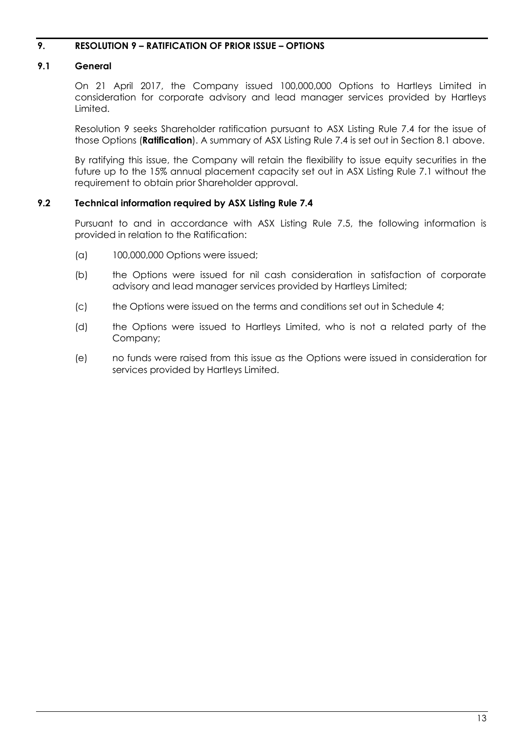## 9. RESOLUTION 9 – RATIFICATION OF PRIOR ISSUE – OPTIONS

### 9.1 General

On 21 April 2017, the Company issued 100,000,000 Options to Hartleys Limited in consideration for corporate advisory and lead manager services provided by Hartleys Limited.

Resolution 9 seeks Shareholder ratification pursuant to ASX Listing Rule 7.4 for the issue of those Options (**Ratification**). A summary of ASX Listing Rule 7.4 is set out in Section 8.1 above.

By ratifying this issue, the Company will retain the flexibility to issue equity securities in the future up to the 15% annual placement capacity set out in ASX Listing Rule 7.1 without the requirement to obtain prior Shareholder approval.

### 9.2 Technical information required by ASX Listing Rule 7.4

Pursuant to and in accordance with ASX Listing Rule 7.5, the following information is provided in relation to the Ratification:

(a) 100,000,000 Options were issued;

(b) the Options were issued for nil cash consideration in satisfaction of corporate advisory and lead manager services provided by Hartleys Limited;

(c) the Options were issued on the terms and conditions set out in Schedule 4;

(d) the Options were issued to Hartleys Limited, who is not a related party of the Company;

(e) no funds were raised from this issue as the Options were issued in consideration for services provided by Hartleys Limited.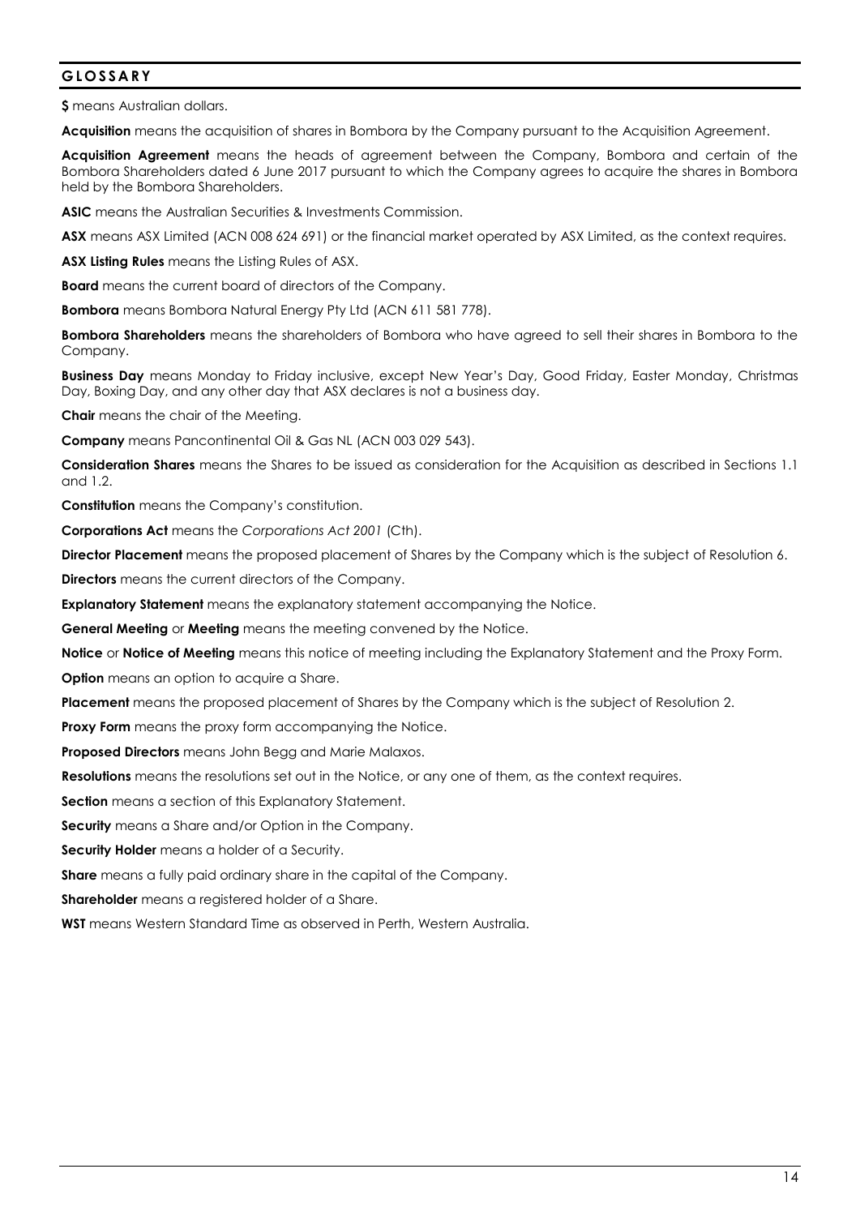## GLOSSARY

**$** means Australian dollars.

**Acquisition** means the acquisition of shares in Bombora by the Company pursuant to the Acquisition Agreement.

**Acquisition Agreement** means the heads of agreement between the Company, Bombora and certain of the Bombora Shareholders dated 6 June 2017 pursuant to which the Company agrees to acquire the shares in Bombora held by the Bombora Shareholders.

**ASIC** means the Australian Securities & Investments Commission.

**ASX** means ASX Limited (ACN 008 624 691) or the financial market operated by ASX Limited, as the context requires.

**ASX Listing Rules** means the Listing Rules of ASX.

**Board** means the current board of directors of the Company.

**Bombora** means Bombora Natural Energy Pty Ltd (ACN 611 581 778).

**Bombora Shareholders** means the shareholders of Bombora who have agreed to sell their shares in Bombora to the Company.

**Business Day** means Monday to Friday inclusive, except New Year's Day, Good Friday, Easter Monday, Christmas Day, Boxing Day, and any other day that ASX declares is not a business day.

**Chair** means the chair of the Meeting.

**Company** means Pancontinental Oil & Gas NL (ACN 003 029 543).

**Consideration Shares** means the Shares to be issued as consideration for the Acquisition as described in Sections 1.1 and 1.2.

**Constitution** means the Company's constitution.

**Corporations Act** means the *Corporations Act 2001* (Cth).

**Director Placement** means the proposed placement of Shares by the Company which is the subject of Resolution 6.

**Directors** means the current directors of the Company.

**Explanatory Statement** means the explanatory statement accompanying the Notice.

**General Meeting** or **Meeting** means the meeting convened by the Notice.

**Notice** or **Notice of Meeting** means this notice of meeting including the Explanatory Statement and the Proxy Form.

**Option** means an option to acquire a Share.

**Placement** means the proposed placement of Shares by the Company which is the subject of Resolution 2.

**Proxy Form** means the proxy form accompanying the Notice.

**Proposed Directors** means John Begg and Marie Malaxos.

**Resolutions** means the resolutions set out in the Notice, or any one of them, as the context requires.

**Section** means a section of this Explanatory Statement.

**Security** means a Share and/or Option in the Company.

**Security Holder** means a holder of a Security.

**Share** means a fully paid ordinary share in the capital of the Company.

**Shareholder** means a registered holder of a Share.

**WST** means Western Standard Time as observed in Perth, Western Australia.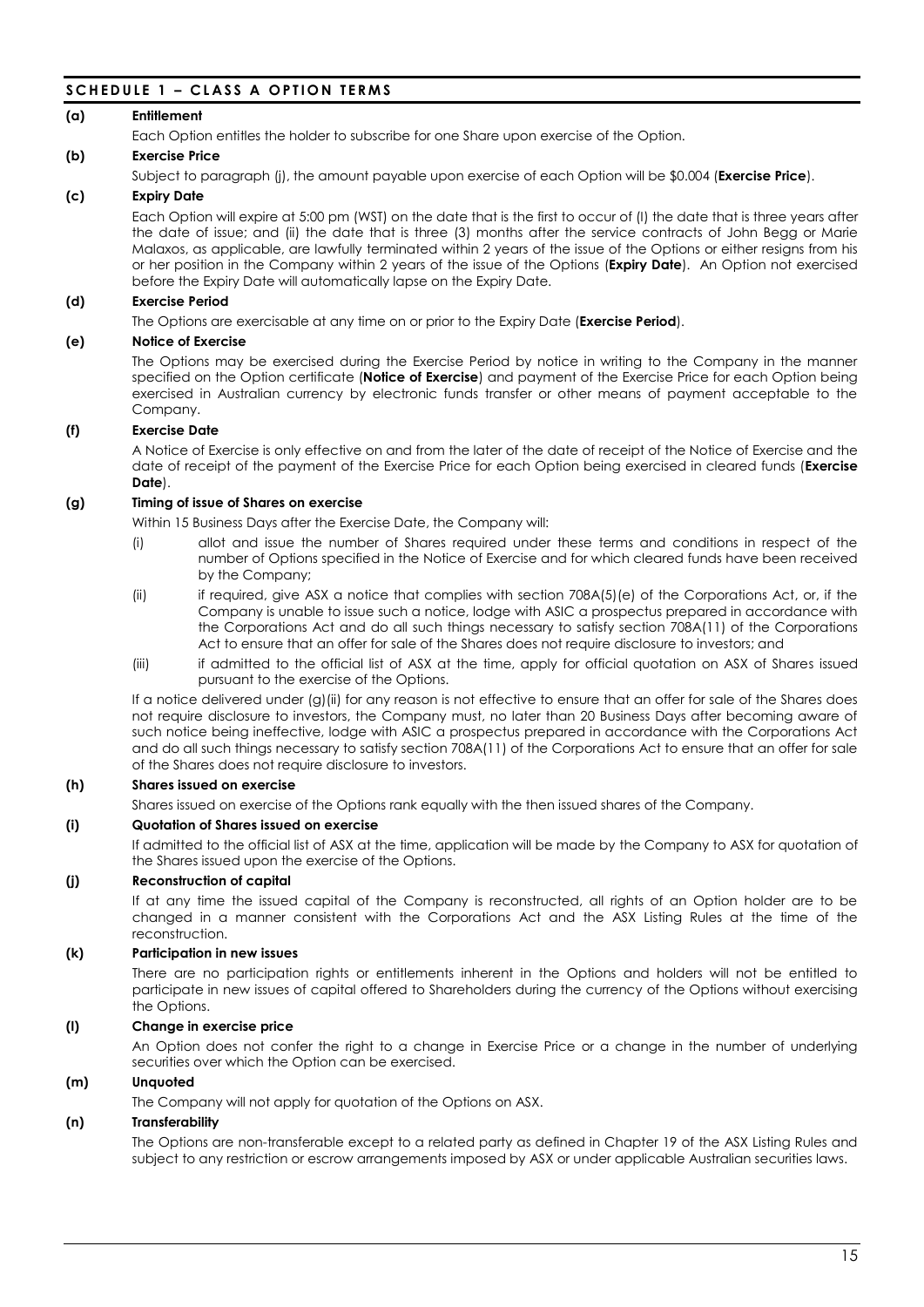## SCHEDULE 1 – CLASS A OPTION TERMS

**(a) Entitlement**

Each Option entitles the holder to subscribe for one Share upon exercise of the Option.

**(b) Exercise Price**

Subject to paragraph (j), the amount payable upon exercise of each Option will be $0.004 (**Exercise Price**).

**(c) Expiry Date**

Each Option will expire at 5:00 pm (WST) on the date that is the first to occur of (I) the date that is three years after the date of issue; and (ii) the date that is three (3) months after the service contracts of John Begg or Marie Malaxos, as applicable, are lawfully terminated within 2 years of the issue of the Options or either resigns from his or her position in the Company within 2 years of the issue of the Options (**Expiry Date**). An Option not exercised before the Expiry Date will automatically lapse on the Expiry Date.

**(d) Exercise Period**

The Options are exercisable at any time on or prior to the Expiry Date (**Exercise Period**).

**(e) Notice of Exercise**

The Options may be exercised during the Exercise Period by notice in writing to the Company in the manner specified on the Option certificate (**Notice of Exercise**) and payment of the Exercise Price for each Option being exercised in Australian currency by electronic funds transfer or other means of payment acceptable to the Company.

**(f) Exercise Date**

A Notice of Exercise is only effective on and from the later of the date of receipt of the Notice of Exercise and the date of receipt of the payment of the Exercise Price for each Option being exercised in cleared funds (**Exercise Date**).

**(g) Timing of issue of Shares on exercise**

Within 15 Business Days after the Exercise Date, the Company will:

(i) allot and issue the number of Shares required under these terms and conditions in respect of the number of Options specified in the Notice of Exercise and for which cleared funds have been received by the Company;

(ii) if required, give ASX a notice that complies with section 708A(5)(e) of the Corporations Act, or, if the Company is unable to issue such a notice, lodge with ASIC a prospectus prepared in accordance with the Corporations Act and do all such things necessary to satisfy section 708A(11) of the Corporations Act to ensure that an offer for sale of the Shares does not require disclosure to investors; and

(iii) if admitted to the official list of ASX at the time, apply for official quotation on ASX of Shares issued pursuant to the exercise of the Options.

If a notice delivered under (g)(ii) for any reason is not effective to ensure that an offer for sale of the Shares does not require disclosure to investors, the Company must, no later than 20 Business Days after becoming aware of such notice being ineffective, lodge with ASIC a prospectus prepared in accordance with the Corporations Act and do all such things necessary to satisfy section 708A(11) of the Corporations Act to ensure that an offer for sale of the Shares does not require disclosure to investors.

**(h) Shares issued on exercise**

Shares issued on exercise of the Options rank equally with the then issued shares of the Company.

**(i) Quotation of Shares issued on exercise**

If admitted to the official list of ASX at the time, application will be made by the Company to ASX for quotation of the Shares issued upon the exercise of the Options.

**(j) Reconstruction of capital**

If at any time the issued capital of the Company is reconstructed, all rights of an Option holder are to be changed in a manner consistent with the Corporations Act and the ASX Listing Rules at the time of the reconstruction.

**(k) Participation in new issues**

There are no participation rights or entitlements inherent in the Options and holders will not be entitled to participate in new issues of capital offered to Shareholders during the currency of the Options without exercising the Options.

**(l) Change in exercise price**

An Option does not confer the right to a change in Exercise Price or a change in the number of underlying securities over which the Option can be exercised.

**(m) Unquoted**

The Company will not apply for quotation of the Options on ASX.

**(n) Transferability**

The Options are non-transferable except to a related party as defined in Chapter 19 of the ASX Listing Rules and subject to any restriction or escrow arrangements imposed by ASX or under applicable Australian securities laws.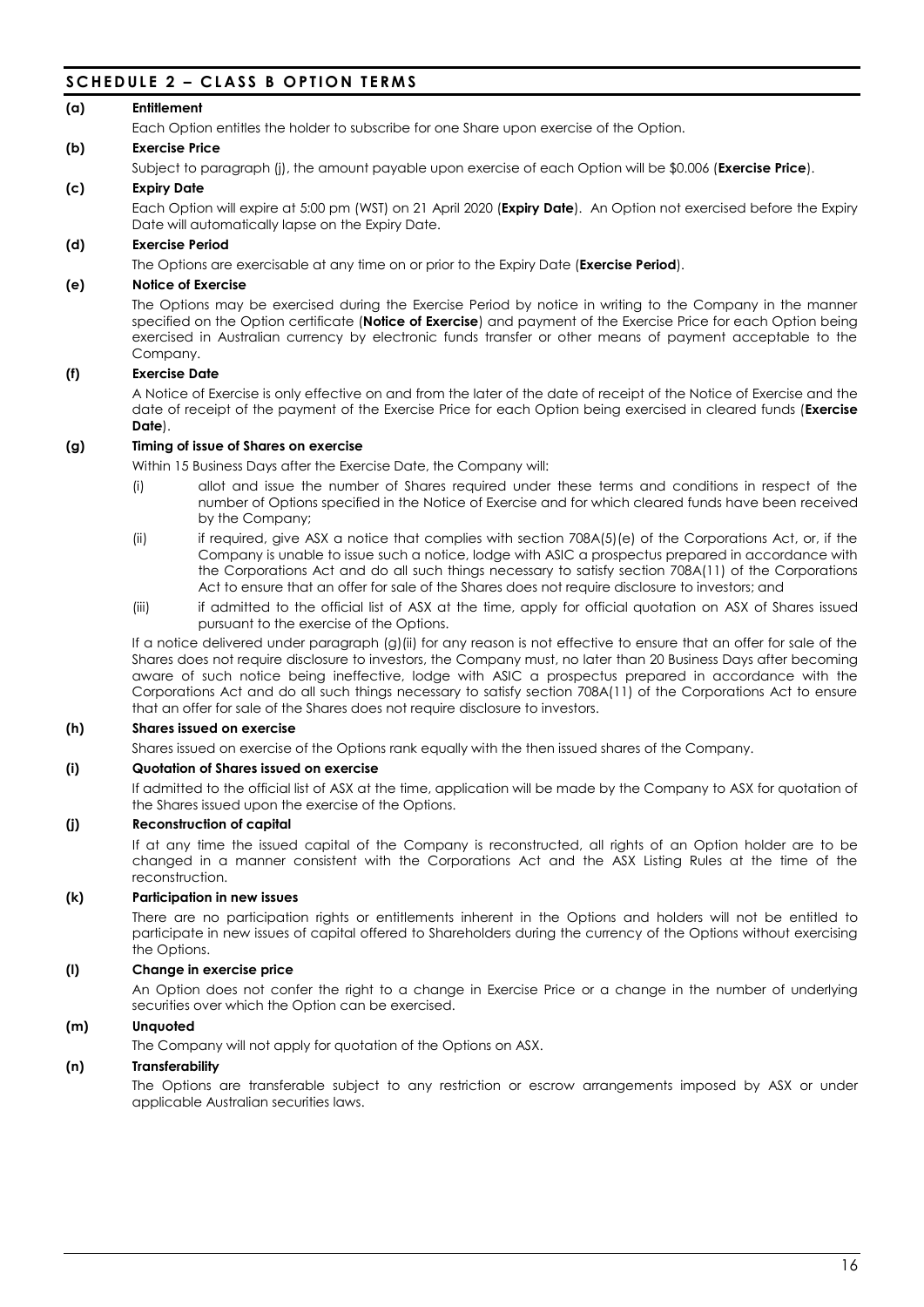## SCHEDULE 2 – CLASS B OPTION TERMS

**(a) Entitlement**

Each Option entitles the holder to subscribe for one Share upon exercise of the Option.

**(b) Exercise Price**

Subject to paragraph (j), the amount payable upon exercise of each Option will be $0.006 (**Exercise Price**).

**(c) Expiry Date**

Each Option will expire at 5:00 pm (WST) on 21 April 2020 (**Expiry Date**). An Option not exercised before the Expiry Date will automatically lapse on the Expiry Date.

**(d) Exercise Period**

The Options are exercisable at any time on or prior to the Expiry Date (**Exercise Period**).

**(e) Notice of Exercise**

The Options may be exercised during the Exercise Period by notice in writing to the Company in the manner specified on the Option certificate (**Notice of Exercise**) and payment of the Exercise Price for each Option being exercised in Australian currency by electronic funds transfer or other means of payment acceptable to the Company.

**(f) Exercise Date**

A Notice of Exercise is only effective on and from the later of the date of receipt of the Notice of Exercise and the date of receipt of the payment of the Exercise Price for each Option being exercised in cleared funds (**Exercise Date**).

**(g) Timing of issue of Shares on exercise**

Within 15 Business Days after the Exercise Date, the Company will:

(i) allot and issue the number of Shares required under these terms and conditions in respect of the number of Options specified in the Notice of Exercise and for which cleared funds have been received by the Company;

(ii) if required, give ASX a notice that complies with section 708A(5)(e) of the Corporations Act, or, if the Company is unable to issue such a notice, lodge with ASIC a prospectus prepared in accordance with the Corporations Act and do all such things necessary to satisfy section 708A(11) of the Corporations Act to ensure that an offer for sale of the Shares does not require disclosure to investors; and

(iii) if admitted to the official list of ASX at the time, apply for official quotation on ASX of Shares issued pursuant to the exercise of the Options.

If a notice delivered under paragraph (g)(ii) for any reason is not effective to ensure that an offer for sale of the Shares does not require disclosure to investors, the Company must, no later than 20 Business Days after becoming aware of such notice being ineffective, lodge with ASIC a prospectus prepared in accordance with the Corporations Act and do all such things necessary to satisfy section 708A(11) of the Corporations Act to ensure that an offer for sale of the Shares does not require disclosure to investors.

**(h) Shares issued on exercise**

Shares issued on exercise of the Options rank equally with the then issued shares of the Company.

**(i) Quotation of Shares issued on exercise**

If admitted to the official list of ASX at the time, application will be made by the Company to ASX for quotation of the Shares issued upon the exercise of the Options.

**(j) Reconstruction of capital**

If at any time the issued capital of the Company is reconstructed, all rights of an Option holder are to be changed in a manner consistent with the Corporations Act and the ASX Listing Rules at the time of the reconstruction.

**(k) Participation in new issues**

There are no participation rights or entitlements inherent in the Options and holders will not be entitled to participate in new issues of capital offered to Shareholders during the currency of the Options without exercising the Options.

**(l) Change in exercise price**

An Option does not confer the right to a change in Exercise Price or a change in the number of underlying securities over which the Option can be exercised.

**(m) Unquoted**

The Company will not apply for quotation of the Options on ASX.

**(n) Transferability**

The Options are transferable subject to any restriction or escrow arrangements imposed by ASX or under applicable Australian securities laws.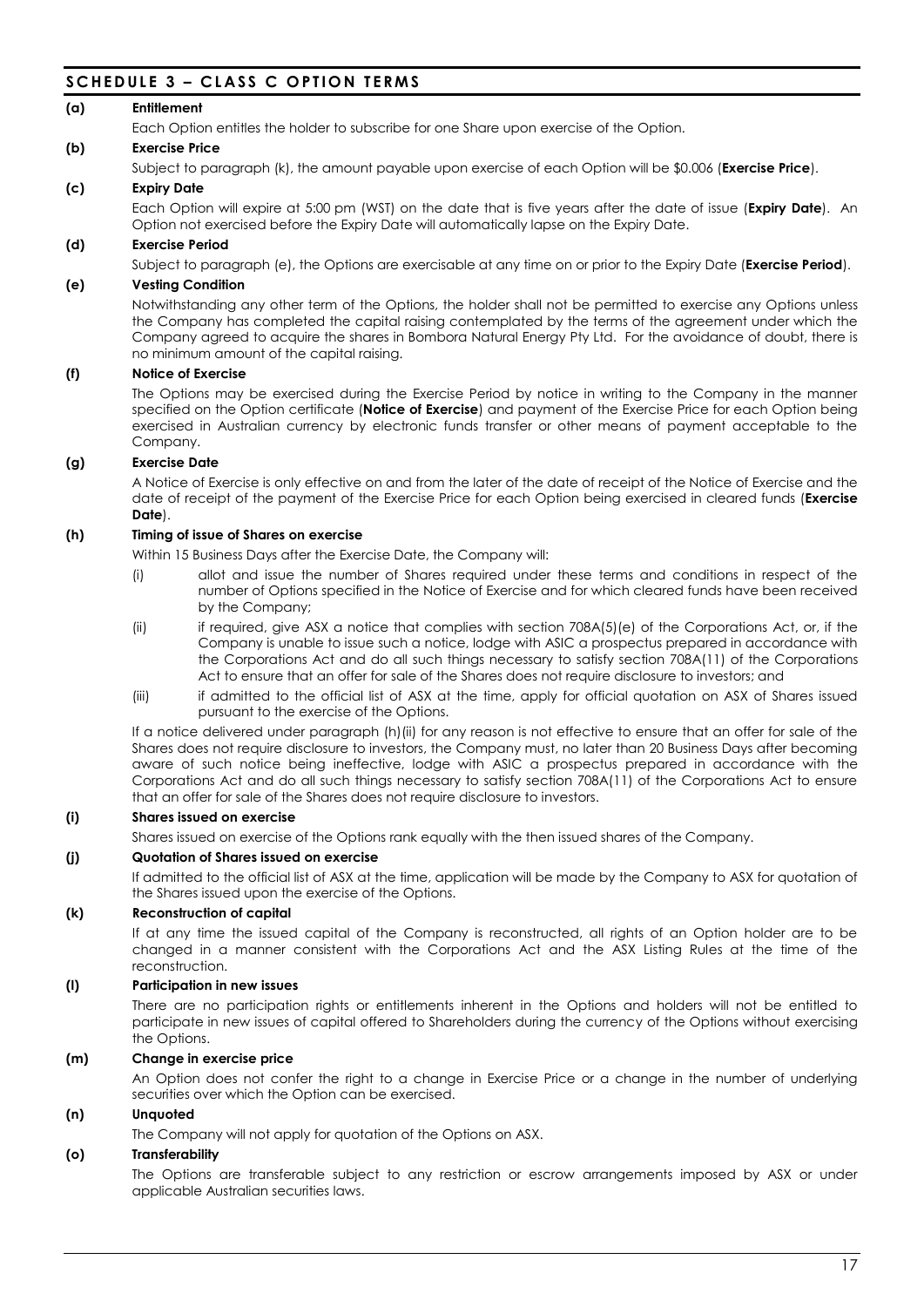## SCHEDULE 3 – CLASS C OPTION TERMS

**(a) Entitlement**

Each Option entitles the holder to subscribe for one Share upon exercise of the Option.

**(b) Exercise Price**

Subject to paragraph (k), the amount payable upon exercise of each Option will be $0.006 (**Exercise Price**).

**(c) Expiry Date**

Each Option will expire at 5:00 pm (WST) on the date that is five years after the date of issue (**Expiry Date**). An Option not exercised before the Expiry Date will automatically lapse on the Expiry Date.

**(d) Exercise Period**

Subject to paragraph (e), the Options are exercisable at any time on or prior to the Expiry Date (**Exercise Period**).

**(e) Vesting Condition**

Notwithstanding any other term of the Options, the holder shall not be permitted to exercise any Options unless the Company has completed the capital raising contemplated by the terms of the agreement under which the Company agreed to acquire the shares in Bombora Natural Energy Pty Ltd. For the avoidance of doubt, there is no minimum amount of the capital raising.

**(f) Notice of Exercise**

The Options may be exercised during the Exercise Period by notice in writing to the Company in the manner specified on the Option certificate (**Notice of Exercise**) and payment of the Exercise Price for each Option being exercised in Australian currency by electronic funds transfer or other means of payment acceptable to the Company.

**(g) Exercise Date**

A Notice of Exercise is only effective on and from the later of the date of receipt of the Notice of Exercise and the date of receipt of the payment of the Exercise Price for each Option being exercised in cleared funds (**Exercise Date**).

**(h) Timing of issue of Shares on exercise**

Within 15 Business Days after the Exercise Date, the Company will:

(i) allot and issue the number of Shares required under these terms and conditions in respect of the number of Options specified in the Notice of Exercise and for which cleared funds have been received by the Company;

(ii) if required, give ASX a notice that complies with section 708A(5)(e) of the Corporations Act, or, if the Company is unable to issue such a notice, lodge with ASIC a prospectus prepared in accordance with the Corporations Act and do all such things necessary to satisfy section 708A(11) of the Corporations Act to ensure that an offer for sale of the Shares does not require disclosure to investors; and

(iii) if admitted to the official list of ASX at the time, apply for official quotation on ASX of Shares issued pursuant to the exercise of the Options.

If a notice delivered under paragraph (h)(ii) for any reason is not effective to ensure that an offer for sale of the Shares does not require disclosure to investors, the Company must, no later than 20 Business Days after becoming aware of such notice being ineffective, lodge with ASIC a prospectus prepared in accordance with the Corporations Act and do all such things necessary to satisfy section 708A(11) of the Corporations Act to ensure that an offer for sale of the Shares does not require disclosure to investors.

**(i) Shares issued on exercise**

Shares issued on exercise of the Options rank equally with the then issued shares of the Company.

**(j) Quotation of Shares issued on exercise**

If admitted to the official list of ASX at the time, application will be made by the Company to ASX for quotation of the Shares issued upon the exercise of the Options.

**(k) Reconstruction of capital**

If at any time the issued capital of the Company is reconstructed, all rights of an Option holder are to be changed in a manner consistent with the Corporations Act and the ASX Listing Rules at the time of the reconstruction.

**(l) Participation in new issues**

There are no participation rights or entitlements inherent in the Options and holders will not be entitled to participate in new issues of capital offered to Shareholders during the currency of the Options without exercising the Options.

**(m) Change in exercise price**

An Option does not confer the right to a change in Exercise Price or a change in the number of underlying securities over which the Option can be exercised.

**(n) Unquoted**

The Company will not apply for quotation of the Options on ASX.

**(o) Transferability**

The Options are transferable subject to any restriction or escrow arrangements imposed by ASX or under applicable Australian securities laws.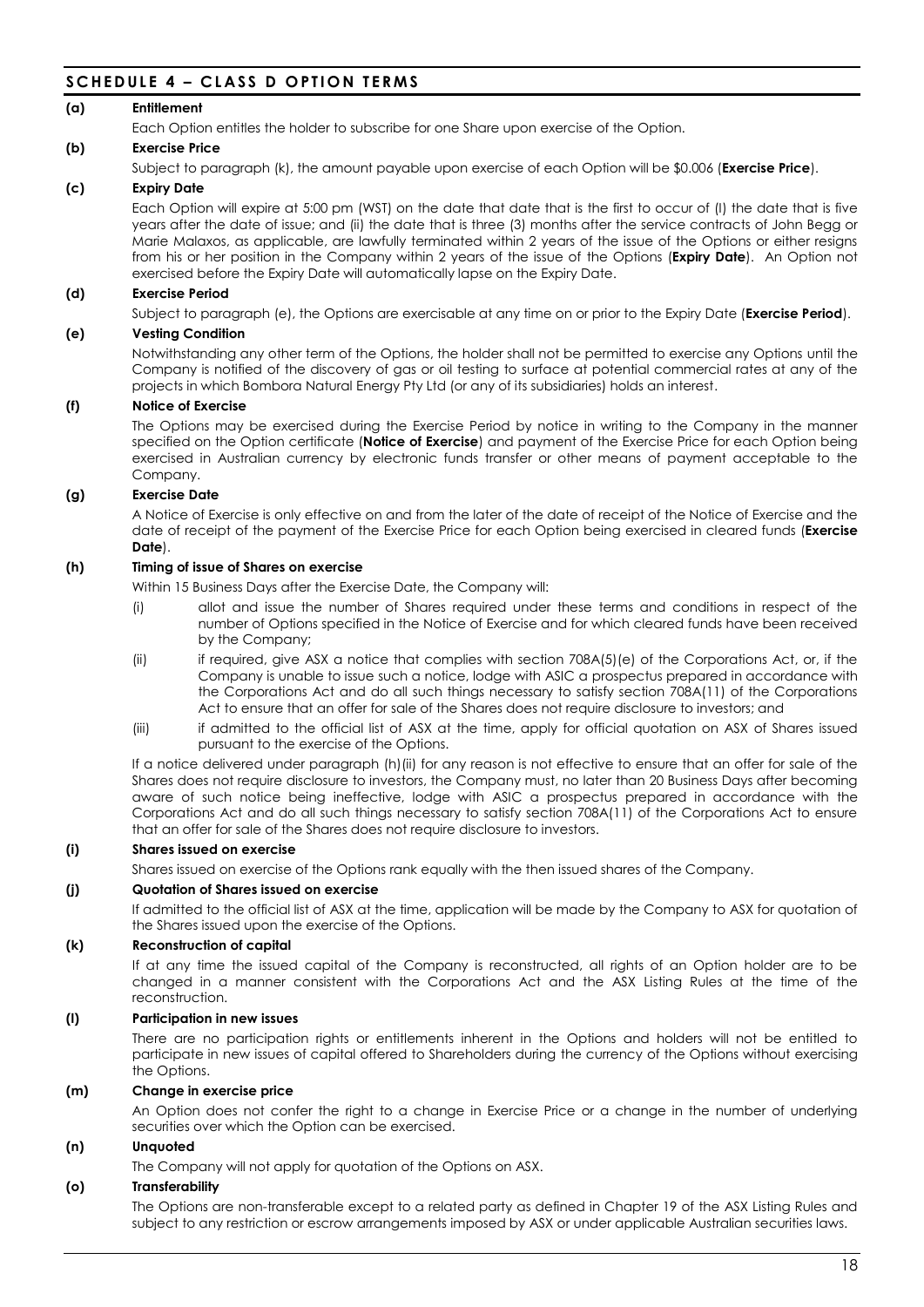## SCHEDULE 4 – CLASS D OPTION TERMS

**(a) Entitlement**

Each Option entitles the holder to subscribe for one Share upon exercise of the Option.

**(b) Exercise Price**

Subject to paragraph (k), the amount payable upon exercise of each Option will be $0.006 (**Exercise Price**).

**(c) Expiry Date**

Each Option will expire at 5:00 pm (WST) on the date that date that is the first to occur of (I) the date that is five years after the date of issue; and (ii) the date that is three (3) months after the service contracts of John Begg or Marie Malaxos, as applicable, are lawfully terminated within 2 years of the issue of the Options or either resigns from his or her position in the Company within 2 years of the issue of the Options (**Expiry Date**). An Option not exercised before the Expiry Date will automatically lapse on the Expiry Date.

**(d) Exercise Period**

Subject to paragraph (e), the Options are exercisable at any time on or prior to the Expiry Date (**Exercise Period**).

**(e) Vesting Condition**

Notwithstanding any other term of the Options, the holder shall not be permitted to exercise any Options until the Company is notified of the discovery of gas or oil testing to surface at potential commercial rates at any of the projects in which Bombora Natural Energy Pty Ltd (or any of its subsidiaries) holds an interest.

**(f) Notice of Exercise**

The Options may be exercised during the Exercise Period by notice in writing to the Company in the manner specified on the Option certificate (**Notice of Exercise**) and payment of the Exercise Price for each Option being exercised in Australian currency by electronic funds transfer or other means of payment acceptable to the Company.

**(g) Exercise Date**

A Notice of Exercise is only effective on and from the later of the date of receipt of the Notice of Exercise and the date of receipt of the payment of the Exercise Price for each Option being exercised in cleared funds (**Exercise Date**).

**(h) Timing of issue of Shares on exercise**

Within 15 Business Days after the Exercise Date, the Company will:

(i) allot and issue the number of Shares required under these terms and conditions in respect of the number of Options specified in the Notice of Exercise and for which cleared funds have been received by the Company;

(ii) if required, give ASX a notice that complies with section 708A(5)(e) of the Corporations Act, or, if the Company is unable to issue such a notice, lodge with ASIC a prospectus prepared in accordance with the Corporations Act and do all such things necessary to satisfy section 708A(11) of the Corporations Act to ensure that an offer for sale of the Shares does not require disclosure to investors; and

(iii) if admitted to the official list of ASX at the time, apply for official quotation on ASX of Shares issued pursuant to the exercise of the Options.

If a notice delivered under paragraph (h)(ii) for any reason is not effective to ensure that an offer for sale of the Shares does not require disclosure to investors, the Company must, no later than 20 Business Days after becoming aware of such notice being ineffective, lodge with ASIC a prospectus prepared in accordance with the Corporations Act and do all such things necessary to satisfy section 708A(11) of the Corporations Act to ensure that an offer for sale of the Shares does not require disclosure to investors.

**(i) Shares issued on exercise**

Shares issued on exercise of the Options rank equally with the then issued shares of the Company.

**(j) Quotation of Shares issued on exercise**

If admitted to the official list of ASX at the time, application will be made by the Company to ASX for quotation of the Shares issued upon the exercise of the Options.

**(k) Reconstruction of capital**

If at any time the issued capital of the Company is reconstructed, all rights of an Option holder are to be changed in a manner consistent with the Corporations Act and the ASX Listing Rules at the time of the reconstruction.

**(l) Participation in new issues**

There are no participation rights or entitlements inherent in the Options and holders will not be entitled to participate in new issues of capital offered to Shareholders during the currency of the Options without exercising the Options.

**(m) Change in exercise price**

An Option does not confer the right to a change in Exercise Price or a change in the number of underlying securities over which the Option can be exercised.

**(n) Unquoted**

The Company will not apply for quotation of the Options on ASX.

**(o) Transferability**

The Options are non-transferable except to a related party as defined in Chapter 19 of the ASX Listing Rules and subject to any restriction or escrow arrangements imposed by ASX or under applicable Australian securities laws.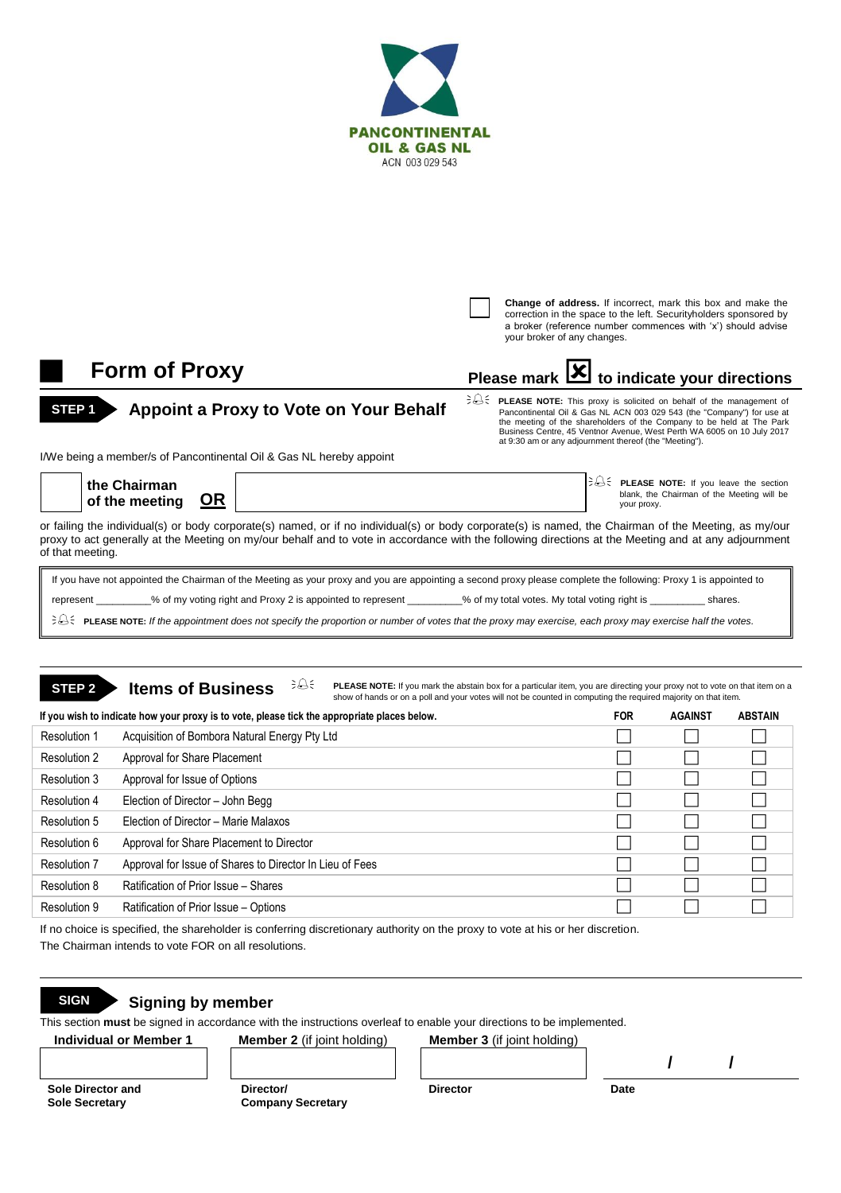**PANCONTINENTAL OIL & GAS NL**
ACN 003 029 543

☐ **Change of address.** If incorrect, mark this box and make the correction in the space to the left. Securityholders sponsored by a broker (reference number commences with 'x') should advise your broker of any changes.

# Form of Proxy

**Please mark ☒ to indicate your directions**

## STEP 1 Appoint a Proxy to Vote on Your Behalf

**PLEASE NOTE:** This proxy is solicited on behalf of the management of Pancontinental Oil & Gas NL ACN 003 029 543 (the "Company") for use at the meeting of the shareholders of the Company to be held at The Park Business Centre, 45 Ventnor Avenue, West Perth WA 6005 on 10 July 2017 at 9:30 am or any adjournment thereof (the "Meeting").

I/We being a member/s of Pancontinental Oil & Gas NL hereby appoint

☐ **the Chairman of the meeting** **OR** ______________________

**PLEASE NOTE:** If you leave the section blank, the Chairman of the Meeting will be your proxy.

or failing the individual(s) or body corporate(s) named, or if no individual(s) or body corporate(s) is named, the Chairman of the Meeting, as my/our proxy to act generally at the Meeting on my/our behalf and to vote in accordance with the following directions at the Meeting and at any adjournment of that meeting.

If you have not appointed the Chairman of the Meeting as your proxy and you are appointing a second proxy please complete the following: Proxy 1 is appointed to represent _________% of my voting right and Proxy 2 is appointed to represent _________% of my total votes. My total voting right is _________ shares.

**PLEASE NOTE:** *If the appointment does not specify the proportion or number of votes that the proxy may exercise, each proxy may exercise half the votes.*

## STEP 2 Items of Business

**PLEASE NOTE:** If you mark the abstain box for a particular item, you are directing your proxy not to vote on that item on a show of hands or on a poll and your votes will not be counted in computing the required majority on that item.

**If you wish to indicate how your proxy is to vote, please tick the appropriate places below.**

| | | FOR | AGAINST | ABSTAIN |
|---|---|---|---|---|
| Resolution 1 | Acquisition of Bombora Natural Energy Pty Ltd | ☐ | ☐ | ☐ |
| Resolution 2 | Approval for Share Placement | ☐ | ☐ | ☐ |
| Resolution 3 | Approval for Issue of Options | ☐ | ☐ | ☐ |
| Resolution 4 | Election of Director – John Begg | ☐ | ☐ | ☐ |
| Resolution 5 | Election of Director – Marie Malaxos | ☐ | ☐ | ☐ |
| Resolution 6 | Approval for Share Placement to Director | ☐ | ☐ | ☐ |
| Resolution 7 | Approval for Issue of Shares to Director In Lieu of Fees | ☐ | ☐ | ☐ |
| Resolution 8 | Ratification of Prior Issue – Shares | ☐ | ☐ | ☐ |
| Resolution 9 | Ratification of Prior Issue – Options | ☐ | ☐ | ☐ |

If no choice is specified, the shareholder is conferring discretionary authority on the proxy to vote at his or her discretion.
The Chairman intends to vote FOR on all resolutions.

## SIGN Signing by member

This section **must** be signed in accordance with the instructions overleaf to enable your directions to be implemented.

| **Individual or Member 1** | **Member 2** (if joint holding) | **Member 3** (if joint holding) | / / |
|---|---|---|---|
| | | | |
| **Sole Director and Sole Secretary** | **Director/ Company Secretary** | **Director** | **Date** |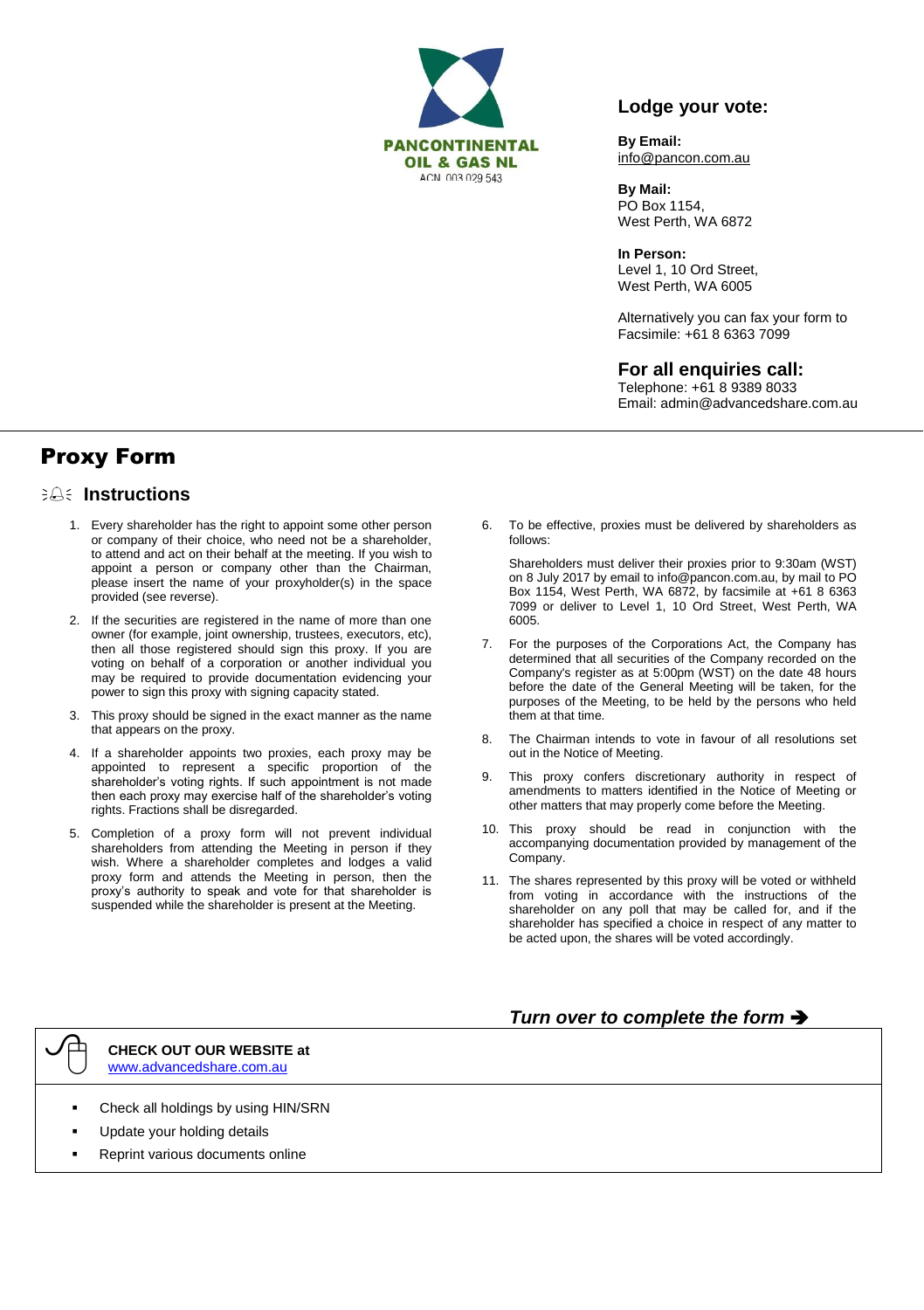PANCONTINENTAL OIL & GAS NL
ACN 003 029 543

## Lodge your vote:

**By Email:**
info@pancon.com.au

**By Mail:**
PO Box 1154,
West Perth, WA 6872

**In Person:**
Level 1, 10 Ord Street,
West Perth, WA 6005

Alternatively you can fax your form to
Facsimile: +61 8 6363 7099

### For all enquiries call:

Telephone: +61 8 9389 8033
Email: admin@advancedshare.com.au

# Proxy Form

## Instructions

1. Every shareholder has the right to appoint some other person or company of their choice, who need not be a shareholder, to attend and act on their behalf at the meeting. If you wish to appoint a person or company other than the Chairman, please insert the name of your proxyholder(s) in the space provided (see reverse).
2. If the securities are registered in the name of more than one owner (for example, joint ownership, trustees, executors, etc), then all those registered should sign this proxy. If you are voting on behalf of a corporation or another individual you may be required to provide documentation evidencing your power to sign this proxy with signing capacity stated.
3. This proxy should be signed in the exact manner as the name that appears on the proxy.
4. If a shareholder appoints two proxies, each proxy may be appointed to represent a specific proportion of the shareholder's voting rights. If such appointment is not made then each proxy may exercise half of the shareholder's voting rights. Fractions shall be disregarded.
5. Completion of a proxy form will not prevent individual shareholders from attending the Meeting in person if they wish. Where a shareholder completes and lodges a valid proxy form and attends the Meeting in person, then the proxy's authority to speak and vote for that shareholder is suspended while the shareholder is present at the Meeting.
6. To be effective, proxies must be delivered by shareholders as follows:

   Shareholders must deliver their proxies prior to 9:30am (WST) on 8 July 2017 by email to info@pancon.com.au, by mail to PO Box 1154, West Perth, WA 6872, by facsimile at +61 8 6363 7099 or deliver to Level 1, 10 Ord Street, West Perth, WA 6005.
7. For the purposes of the Corporations Act, the Company has determined that all securities of the Company recorded on the Company's register as at 5:00pm (WST) on the date 48 hours before the date of the General Meeting will be taken, for the purposes of the Meeting, to be held by the persons who held them at that time.
8. The Chairman intends to vote in favour of all resolutions set out in the Notice of Meeting.
9. This proxy confers discretionary authority in respect of amendments to matters identified in the Notice of Meeting or other matters that may properly come before the Meeting.
10. This proxy should be read in conjunction with the accompanying documentation provided by management of the Company.
11. The shares represented by this proxy will be voted or withheld from voting in accordance with the instructions of the shareholder on any poll that may be called for, and if the shareholder has specified a choice in respect of any matter to be acted upon, the shares will be voted accordingly.

***Turn over to complete the form ➔***

**CHECK OUT OUR WEBSITE at**
www.advancedshare.com.au

- Check all holdings by using HIN/SRN
- Update your holding details
- Reprint various documents online